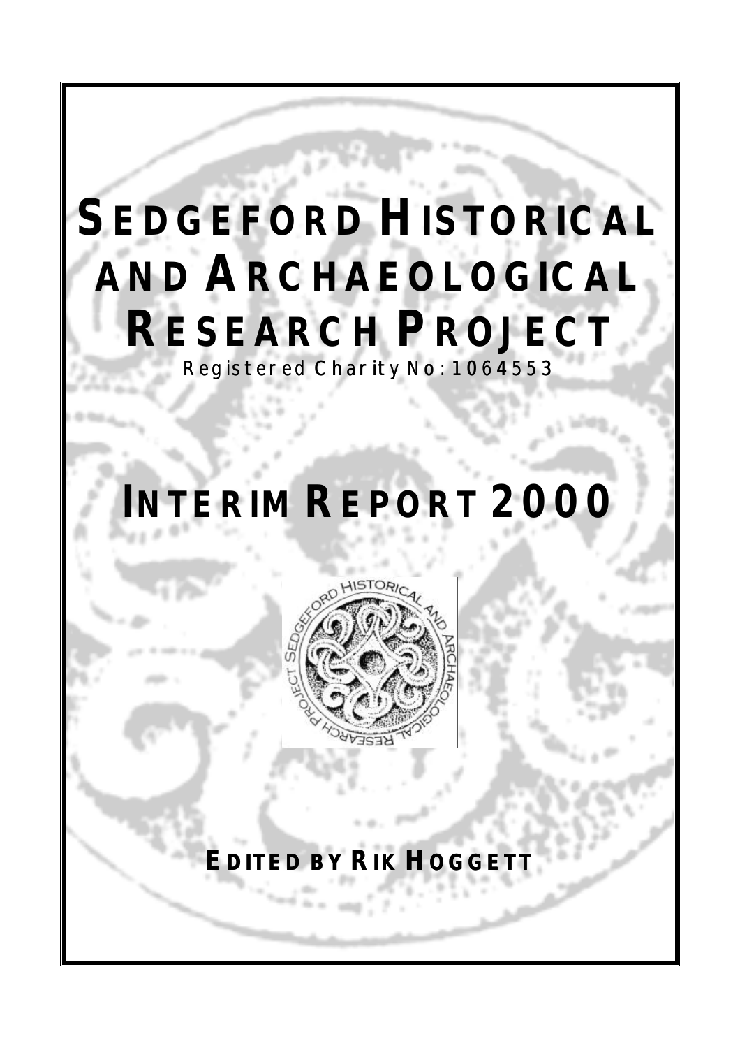# SEDGEFORD HISTORICAL AND ARCHAEOLOGICAL RESEARCH PROJECT

Registered Charity No: 1064553

# INTERIM REPORT 2000

**EDITED BY RIK HOGGETT**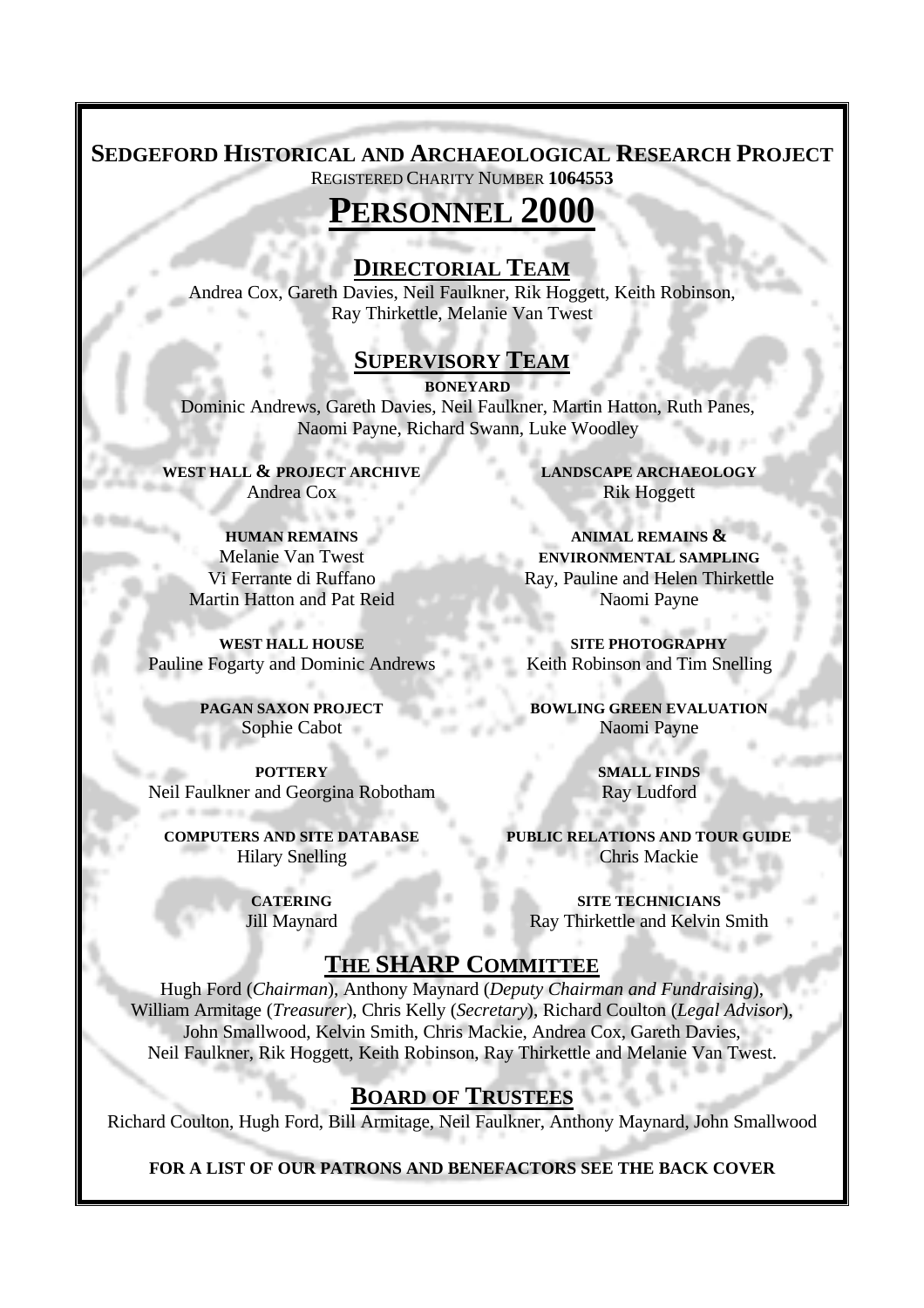**SEDGEFORD HISTORICAL AND ARCHAEOLOGICAL RESEARCH PROJECT**

REGISTERED CHARITY NUMBER **1064553**

# PERSONNEL 2000

## DIRECTORIAL TEAM

Andrea Cox, Gareth Davies, Neil Faulkner, Rik Hoggett, Keith Robinson, Ray Thirkettle, Melanie Van Twest

## SUPERVISORY TEAM

**BONEYARD**

Dominic Andrews, Gareth Davies, Neil Faulkner, Martin Hatton, Ruth Panes, Naomi Payne, Richard Swann, Luke Woodley

**WEST HALL & PROJECT ARCHIVE**

Andrea Cox

**HUMAN REMAINS**

Melanie Van Twest
Vi Ferrante di Ruffano
Martin Hatton and Pat Reid

**WEST HALL HOUSE**

Pauline Fogarty and Dominic Andrews

**PAGAN SAXON PROJECT**

Sophie Cabot

**POTTERY**

Neil Faulkner and Georgina Robotham

**COMPUTERS AND SITE DATABASE**

Hilary Snelling

**CATERING**

Jill Maynard

**LANDSCAPE ARCHAEOLOGY**

Rik Hoggett

**ANIMAL REMAINS & ENVIRONMENTAL SAMPLING**

Ray, Pauline and Helen Thirkettle
Naomi Payne

**SITE PHOTOGRAPHY**

Keith Robinson and Tim Snelling

**BOWLING GREEN EVALUATION**

Naomi Payne

**SMALL FINDS**

Ray Ludford

**PUBLIC RELATIONS AND TOUR GUIDE**

Chris Mackie

**SITE TECHNICIANS**

Ray Thirkettle and Kelvin Smith

## THE SHARP COMMITTEE

Hugh Ford (*Chairman*), Anthony Maynard (*Deputy Chairman and Fundraising*), William Armitage (*Treasurer*), Chris Kelly (*Secretary*), Richard Coulton (*Legal Advisor*), John Smallwood, Kelvin Smith, Chris Mackie, Andrea Cox, Gareth Davies, Neil Faulkner, Rik Hoggett, Keith Robinson, Ray Thirkettle and Melanie Van Twest.

## BOARD OF TRUSTEES

Richard Coulton, Hugh Ford, Bill Armitage, Neil Faulkner, Anthony Maynard, John Smallwood

**FOR A LIST OF OUR PATRONS AND BENEFACTORS SEE THE BACK COVER**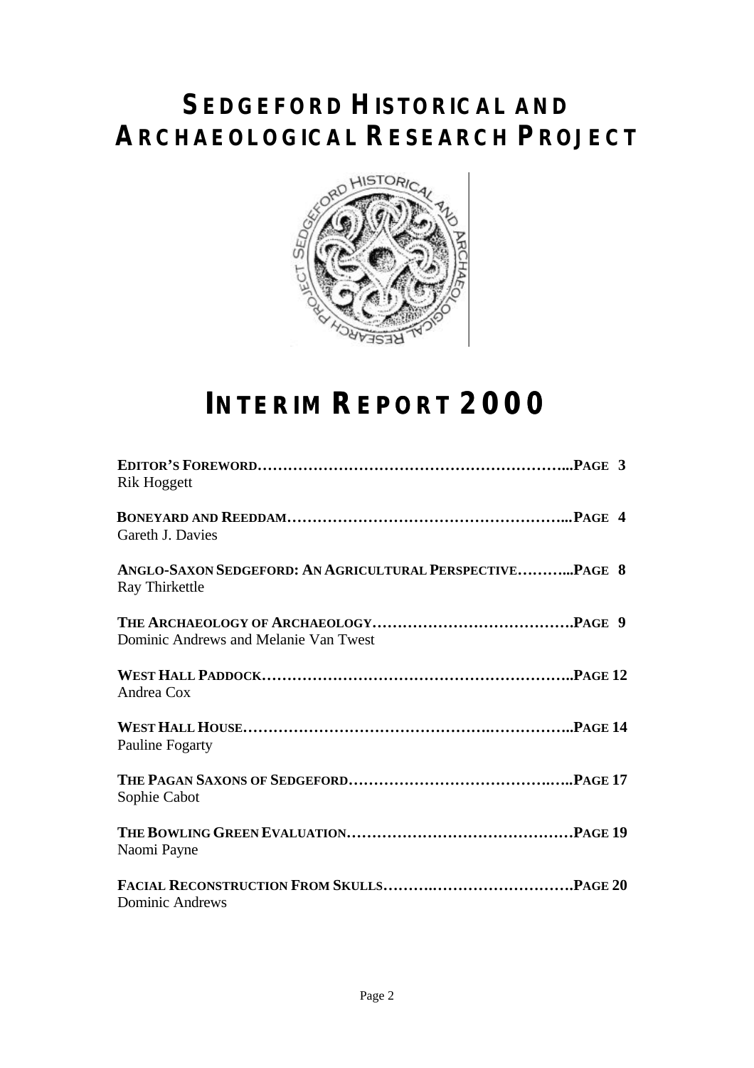# SEDGEFORD HISTORICAL AND ARCHAEOLOGICAL RESEARCH PROJECT

# INTERIM REPORT 2000

**EDITOR'S FOREWORD……………………………………………………...PAGE 3**
Rik Hoggett

**BONEYARD AND REEDDAM………………………………………………...PAGE 4**
Gareth J. Davies

**ANGLO-SAXON SEDGEFORD: AN AGRICULTURAL PERSPECTIVE………...PAGE 8**
Ray Thirkettle

**THE ARCHAEOLOGY OF ARCHAEOLOGY………………………………….PAGE 9**
Dominic Andrews and Melanie Van Twest

**WEST HALL PADDOCK……………………………………………………..PAGE 12**
Andrea Cox

**WEST HALL HOUSE…………………………………….……………..PAGE 14**
Pauline Fogarty

**THE PAGAN SAXONS OF SEDGEFORD………………………………..…..PAGE 17**
Sophie Cabot

**THE BOWLING GREEN EVALUATION………………………………………PAGE 19**
Naomi Payne

**FACIAL RECONSTRUCTION FROM SKULLS……….……………………….PAGE 20**
Dominic Andrews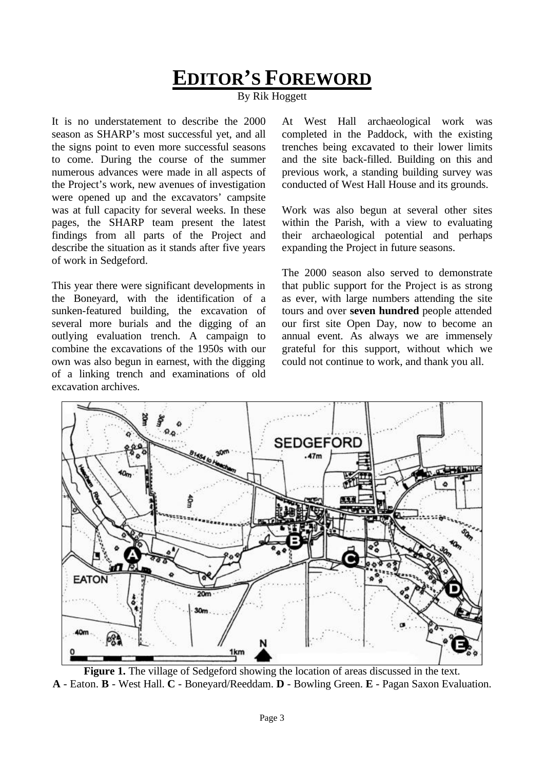# EDITOR'S FOREWORD

By Rik Hoggett

It is no understatement to describe the 2000 season as SHARP's most successful yet, and all the signs point to even more successful seasons to come. During the course of the summer numerous advances were made in all aspects of the Project's work, new avenues of investigation were opened up and the excavators' campsite was at full capacity for several weeks. In these pages, the SHARP team present the latest findings from all parts of the Project and describe the situation as it stands after five years of work in Sedgeford.

This year there were significant developments in the Boneyard, with the identification of a sunken-featured building, the excavation of several more burials and the digging of an outlying evaluation trench. A campaign to combine the excavations of the 1950s with our own was also begun in earnest, with the digging of a linking trench and examinations of old excavation archives.

At West Hall archaeological work was completed in the Paddock, with the existing trenches being excavated to their lower limits and the site back-filled. Building on this and previous work, a standing building survey was conducted of West Hall House and its grounds.

Work was also begun at several other sites within the Parish, with a view to evaluating their archaeological potential and perhaps expanding the Project in future seasons.

The 2000 season also served to demonstrate that public support for the Project is as strong as ever, with large numbers attending the site tours and over **seven hundred** people attended our first site Open Day, now to become an annual event. As always we are immensely grateful for this support, without which we could not continue to work, and thank you all.

**Figure 1.** The village of Sedgeford showing the location of areas discussed in the text.
**A** - Eaton. **B** - West Hall. **C** - Boneyard/Reeddam. **D** - Bowling Green. **E** - Pagan Saxon Evaluation.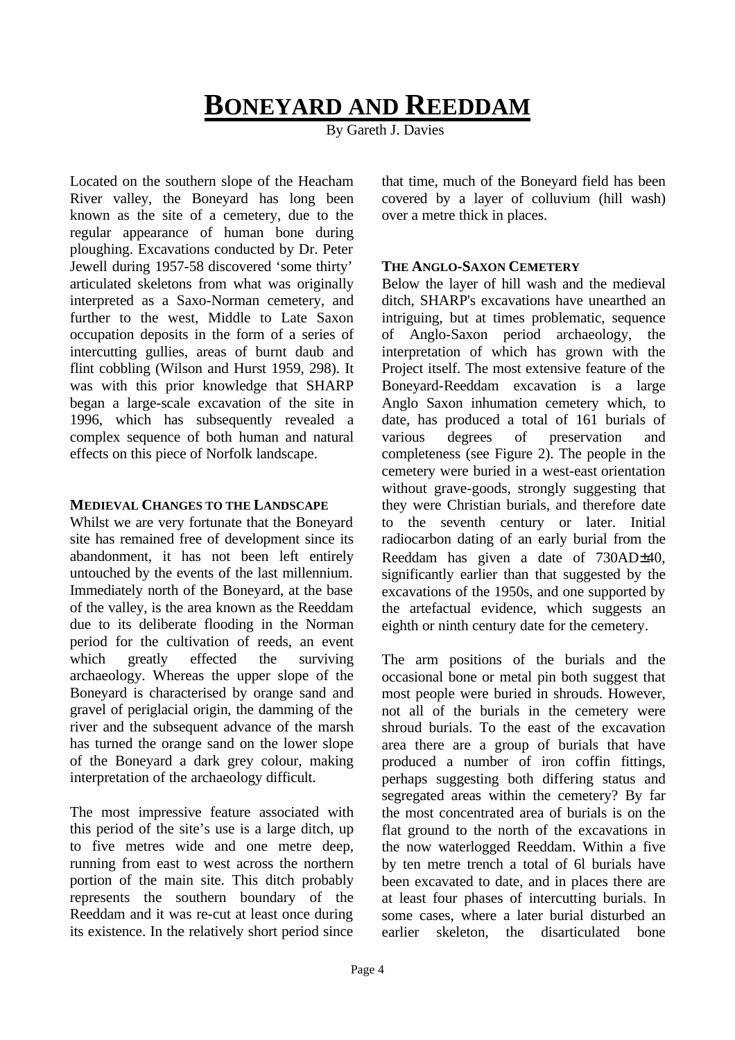# BONEYARD AND REEDDAM

By Gareth J. Davies

Located on the southern slope of the Heacham River valley, the Boneyard has long been known as the site of a cemetery, due to the regular appearance of human bone during ploughing. Excavations conducted by Dr. Peter Jewell during 1957-58 discovered 'some thirty' articulated skeletons from what was originally interpreted as a Saxo-Norman cemetery, and further to the west, Middle to Late Saxon occupation deposits in the form of a series of intercutting gullies, areas of burnt daub and flint cobbling (Wilson and Hurst 1959, 298). It was with this prior knowledge that SHARP began a large-scale excavation of the site in 1996, which has subsequently revealed a complex sequence of both human and natural effects on this piece of Norfolk landscape.

### MEDIEVAL CHANGES TO THE LANDSCAPE

Whilst we are very fortunate that the Boneyard site has remained free of development since its abandonment, it has not been left entirely untouched by the events of the last millennium. Immediately north of the Boneyard, at the base of the valley, is the area known as the Reeddam due to its deliberate flooding in the Norman period for the cultivation of reeds, an event which greatly effected the surviving archaeology. Whereas the upper slope of the Boneyard is characterised by orange sand and gravel of periglacial origin, the damming of the river and the subsequent advance of the marsh has turned the orange sand on the lower slope of the Boneyard a dark grey colour, making interpretation of the archaeology difficult.

The most impressive feature associated with this period of the site's use is a large ditch, up to five metres wide and one metre deep, running from east to west across the northern portion of the main site. This ditch probably represents the southern boundary of the Reeddam and it was re-cut at least once during its existence. In the relatively short period since that time, much of the Boneyard field has been covered by a layer of colluvium (hill wash) over a metre thick in places.

### THE ANGLO-SAXON CEMETERY

Below the layer of hill wash and the medieval ditch, SHARP's excavations have unearthed an intriguing, but at times problematic, sequence of Anglo-Saxon period archaeology, the interpretation of which has grown with the Project itself. The most extensive feature of the Boneyard-Reeddam excavation is a large Anglo Saxon inhumation cemetery which, to date, has produced a total of 161 burials of various degrees of preservation and completeness (see Figure 2). The people in the cemetery were buried in a west-east orientation without grave-goods, strongly suggesting that they were Christian burials, and therefore date to the seventh century or later. Initial radiocarbon dating of an early burial from the Reeddam has given a date of 730AD±40, significantly earlier than that suggested by the excavations of the 1950s, and one supported by the artefactual evidence, which suggests an eighth or ninth century date for the cemetery.

The arm positions of the burials and the occasional bone or metal pin both suggest that most people were buried in shrouds. However, not all of the burials in the cemetery were shroud burials. To the east of the excavation area there are a group of burials that have produced a number of iron coffin fittings, perhaps suggesting both differing status and segregated areas within the cemetery? By far the most concentrated area of burials is on the flat ground to the north of the excavations in the now waterlogged Reeddam. Within a five by ten metre trench a total of 6l burials have been excavated to date, and in places there are at least four phases of intercutting burials. In some cases, where a later burial disturbed an earlier skeleton, the disarticulated bone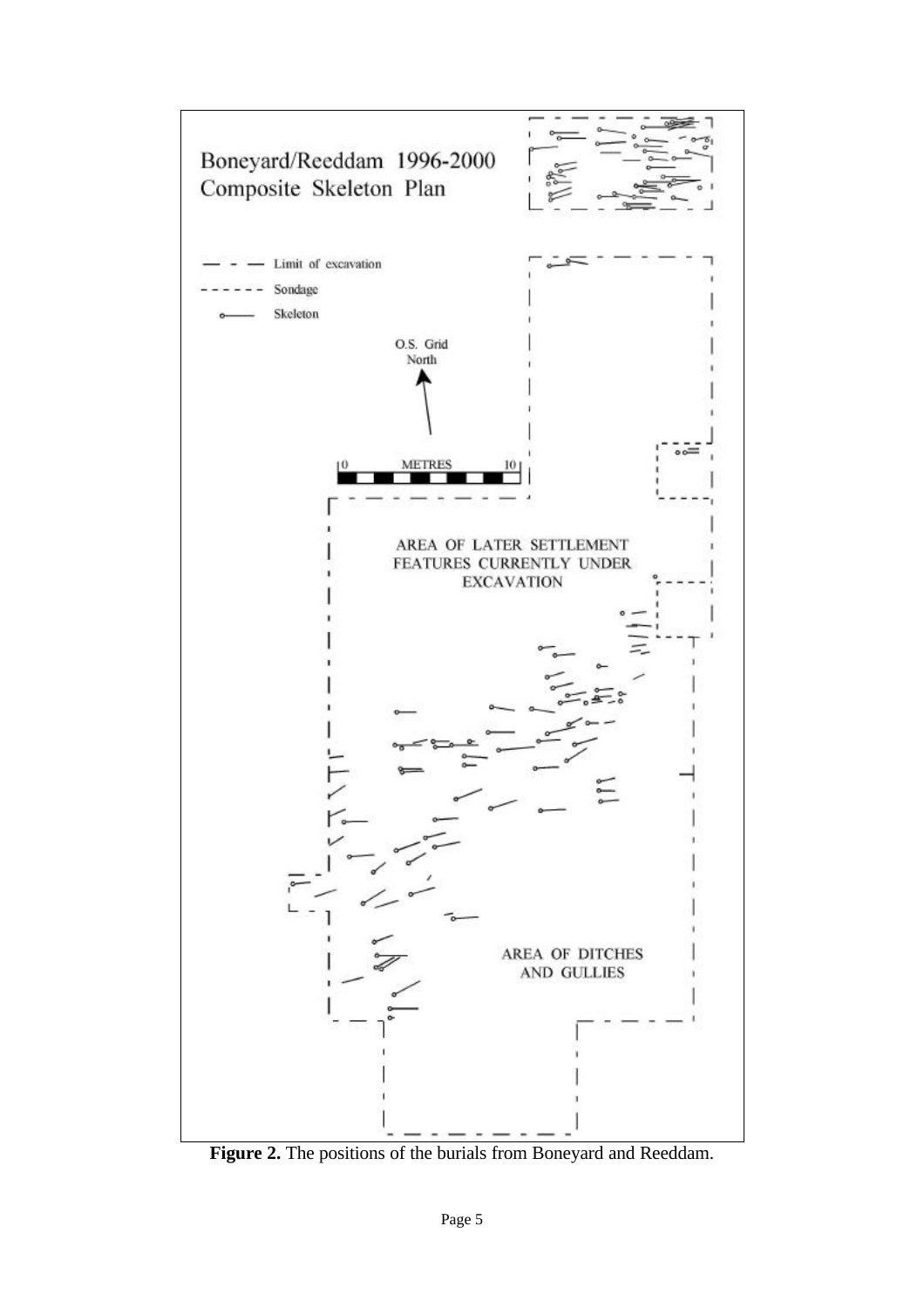Boneyard/Reeddam 1996-2000
Composite Skeleton Plan

Limit of excavation

Sondage

Skeleton

O.S. Grid
North

0 METRES 10

AREA OF LATER SETTLEMENT
FEATURES CURRENTLY UNDER
EXCAVATION

AREA OF DITCHES
AND GULLIES

**Figure 2.** The positions of the burials from Boneyard and Reeddam.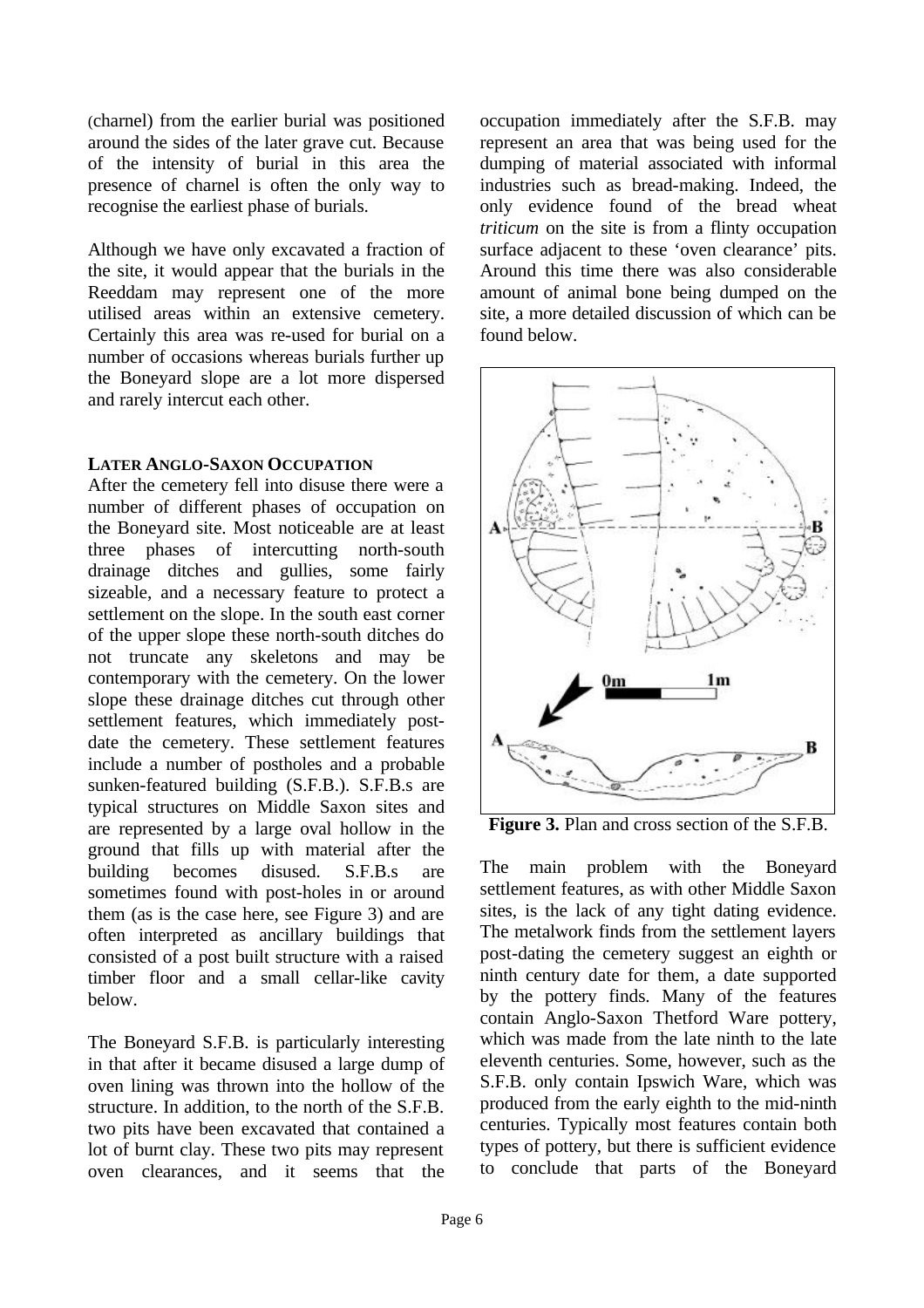(charnel) from the earlier burial was positioned around the sides of the later grave cut. Because of the intensity of burial in this area the presence of charnel is often the only way to recognise the earliest phase of burials.

Although we have only excavated a fraction of the site, it would appear that the burials in the Reeddam may represent one of the more utilised areas within an extensive cemetery. Certainly this area was re-used for burial on a number of occasions whereas burials further up the Boneyard slope are a lot more dispersed and rarely intercut each other.

### LATER ANGLO-SAXON OCCUPATION

After the cemetery fell into disuse there were a number of different phases of occupation on the Boneyard site. Most noticeable are at least three phases of intercutting north-south drainage ditches and gullies, some fairly sizeable, and a necessary feature to protect a settlement on the slope. In the south east corner of the upper slope these north-south ditches do not truncate any skeletons and may be contemporary with the cemetery. On the lower slope these drainage ditches cut through other settlement features, which immediately post-date the cemetery. These settlement features include a number of postholes and a probable sunken-featured building (S.F.B.). S.F.B.s are typical structures on Middle Saxon sites and are represented by a large oval hollow in the ground that fills up with material after the building becomes disused. S.F.B.s are sometimes found with post-holes in or around them (as is the case here, see Figure 3) and are often interpreted as ancillary buildings that consisted of a post built structure with a raised timber floor and a small cellar-like cavity below.

The Boneyard S.F.B. is particularly interesting in that after it became disused a large dump of oven lining was thrown into the hollow of the structure. In addition, to the north of the S.F.B. two pits have been excavated that contained a lot of burnt clay. These two pits may represent oven clearances, and it seems that the occupation immediately after the S.F.B. may represent an area that was being used for the dumping of material associated with informal industries such as bread-making. Indeed, the only evidence found of the bread wheat *triticum* on the site is from a flinty occupation surface adjacent to these 'oven clearance' pits. Around this time there was also considerable amount of animal bone being dumped on the site, a more detailed discussion of which can be found below.

**Figure 3.** Plan and cross section of the S.F.B.

The main problem with the Boneyard settlement features, as with other Middle Saxon sites, is the lack of any tight dating evidence. The metalwork finds from the settlement layers post-dating the cemetery suggest an eighth or ninth century date for them, a date supported by the pottery finds. Many of the features contain Anglo-Saxon Thetford Ware pottery, which was made from the late ninth to the late eleventh centuries. Some, however, such as the S.F.B. only contain Ipswich Ware, which was produced from the early eighth to the mid-ninth centuries. Typically most features contain both types of pottery, but there is sufficient evidence to conclude that parts of the Boneyard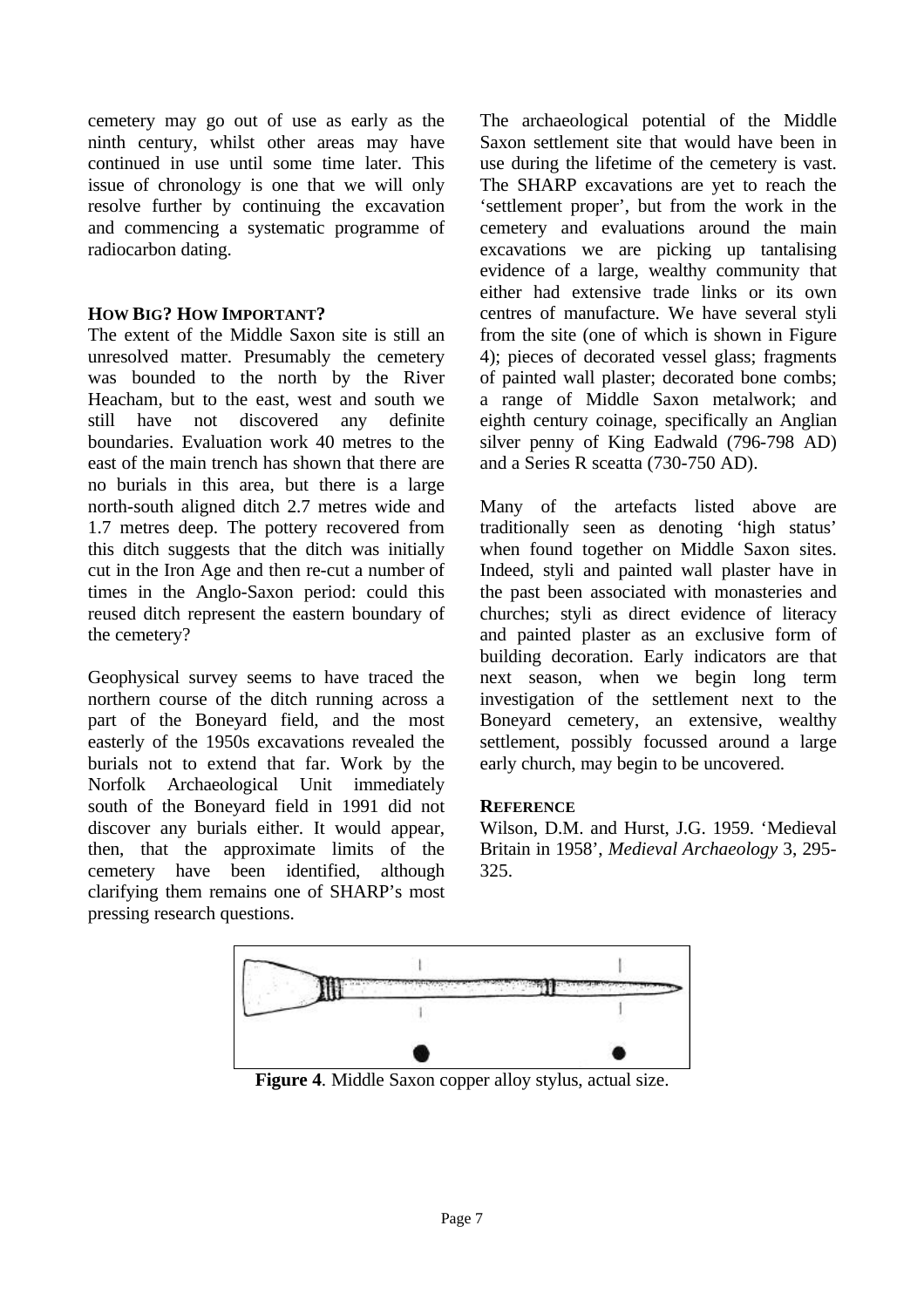cemetery may go out of use as early as the ninth century, whilst other areas may have continued in use until some time later. This issue of chronology is one that we will only resolve further by continuing the excavation and commencing a systematic programme of radiocarbon dating.

## HOW BIG? HOW IMPORTANT?

The extent of the Middle Saxon site is still an unresolved matter. Presumably the cemetery was bounded to the north by the River Heacham, but to the east, west and south we still have not discovered any definite boundaries. Evaluation work 40 metres to the east of the main trench has shown that there are no burials in this area, but there is a large north-south aligned ditch 2.7 metres wide and 1.7 metres deep. The pottery recovered from this ditch suggests that the ditch was initially cut in the Iron Age and then re-cut a number of times in the Anglo-Saxon period: could this reused ditch represent the eastern boundary of the cemetery?

Geophysical survey seems to have traced the northern course of the ditch running across a part of the Boneyard field, and the most easterly of the 1950s excavations revealed the burials not to extend that far. Work by the Norfolk Archaeological Unit immediately south of the Boneyard field in 1991 did not discover any burials either. It would appear, then, that the approximate limits of the cemetery have been identified, although clarifying them remains one of SHARP's most pressing research questions.

The archaeological potential of the Middle Saxon settlement site that would have been in use during the lifetime of the cemetery is vast. The SHARP excavations are yet to reach the 'settlement proper', but from the work in the cemetery and evaluations around the main excavations we are picking up tantalising evidence of a large, wealthy community that either had extensive trade links or its own centres of manufacture. We have several styli from the site (one of which is shown in Figure 4); pieces of decorated vessel glass; fragments of painted wall plaster; decorated bone combs; a range of Middle Saxon metalwork; and eighth century coinage, specifically an Anglian silver penny of King Eadwald (796-798 AD) and a Series R sceatta (730-750 AD).

Many of the artefacts listed above are traditionally seen as denoting 'high status' when found together on Middle Saxon sites. Indeed, styli and painted wall plaster have in the past been associated with monasteries and churches; styli as direct evidence of literacy and painted plaster as an exclusive form of building decoration. Early indicators are that next season, when we begin long term investigation of the settlement next to the Boneyard cemetery, an extensive, wealthy settlement, possibly focussed around a large early church, may begin to be uncovered.

## REFERENCE

Wilson, D.M. and Hurst, J.G. 1959. 'Medieval Britain in 1958', *Medieval Archaeology* 3, 295-325.

**Figure 4**. Middle Saxon copper alloy stylus, actual size.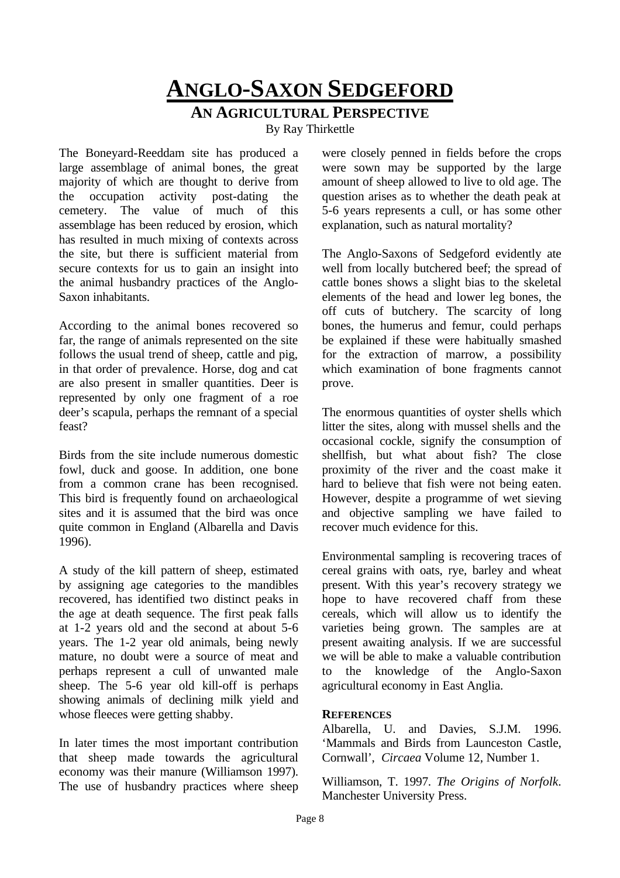# ANGLO-SAXON SEDGEFORD

## AN AGRICULTURAL PERSPECTIVE

By Ray Thirkettle

The Boneyard-Reeddam site has produced a large assemblage of animal bones, the great majority of which are thought to derive from the occupation activity post-dating the cemetery. The value of much of this assemblage has been reduced by erosion, which has resulted in much mixing of contexts across the site, but there is sufficient material from secure contexts for us to gain an insight into the animal husbandry practices of the Anglo-Saxon inhabitants.

According to the animal bones recovered so far, the range of animals represented on the site follows the usual trend of sheep, cattle and pig, in that order of prevalence. Horse, dog and cat are also present in smaller quantities. Deer is represented by only one fragment of a roe deer's scapula, perhaps the remnant of a special feast?

Birds from the site include numerous domestic fowl, duck and goose. In addition, one bone from a common crane has been recognised. This bird is frequently found on archaeological sites and it is assumed that the bird was once quite common in England (Albarella and Davis 1996).

A study of the kill pattern of sheep, estimated by assigning age categories to the mandibles recovered, has identified two distinct peaks in the age at death sequence. The first peak falls at 1-2 years old and the second at about 5-6 years. The 1-2 year old animals, being newly mature, no doubt were a source of meat and perhaps represent a cull of unwanted male sheep. The 5-6 year old kill-off is perhaps showing animals of declining milk yield and whose fleeces were getting shabby.

In later times the most important contribution that sheep made towards the agricultural economy was their manure (Williamson 1997). The use of husbandry practices where sheep were closely penned in fields before the crops were sown may be supported by the large amount of sheep allowed to live to old age. The question arises as to whether the death peak at 5-6 years represents a cull, or has some other explanation, such as natural mortality?

The Anglo-Saxons of Sedgeford evidently ate well from locally butchered beef; the spread of cattle bones shows a slight bias to the skeletal elements of the head and lower leg bones, the off cuts of butchery. The scarcity of long bones, the humerus and femur, could perhaps be explained if these were habitually smashed for the extraction of marrow, a possibility which examination of bone fragments cannot prove.

The enormous quantities of oyster shells which litter the sites, along with mussel shells and the occasional cockle, signify the consumption of shellfish, but what about fish? The close proximity of the river and the coast make it hard to believe that fish were not being eaten. However, despite a programme of wet sieving and objective sampling we have failed to recover much evidence for this.

Environmental sampling is recovering traces of cereal grains with oats, rye, barley and wheat present. With this year's recovery strategy we hope to have recovered chaff from these cereals, which will allow us to identify the varieties being grown. The samples are at present awaiting analysis. If we are successful we will be able to make a valuable contribution to the knowledge of the Anglo-Saxon agricultural economy in East Anglia.

### REFERENCES

Albarella, U. and Davies, S.J.M. 1996. 'Mammals and Birds from Launceston Castle, Cornwall', *Circaea* Volume 12, Number 1.

Williamson, T. 1997. *The Origins of Norfolk*. Manchester University Press.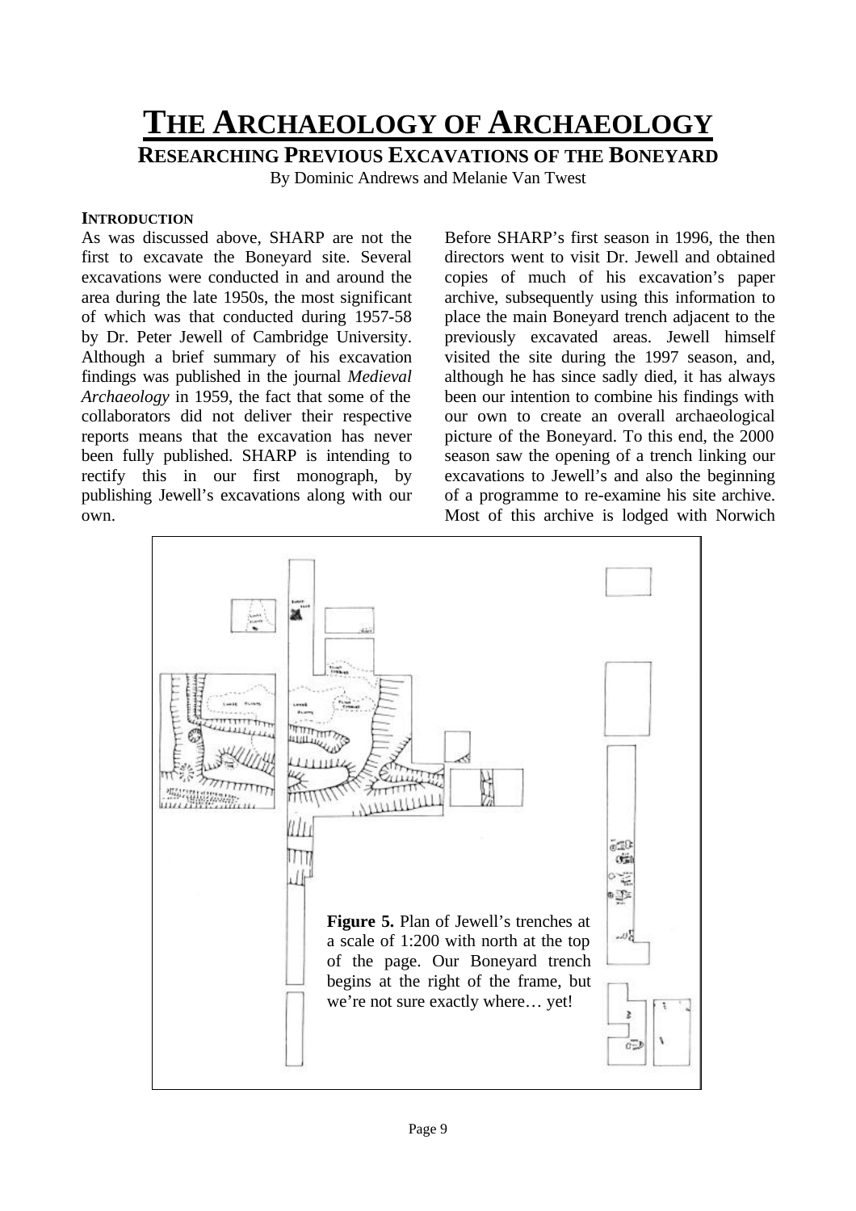# THE ARCHAEOLOGY OF ARCHAEOLOGY

## RESEARCHING PREVIOUS EXCAVATIONS OF THE BONEYARD

By Dominic Andrews and Melanie Van Twest

### INTRODUCTION

As was discussed above, SHARP are not the first to excavate the Boneyard site. Several excavations were conducted in and around the area during the late 1950s, the most significant of which was that conducted during 1957-58 by Dr. Peter Jewell of Cambridge University. Although a brief summary of his excavation findings was published in the journal *Medieval Archaeology* in 1959, the fact that some of the collaborators did not deliver their respective reports means that the excavation has never been fully published. SHARP is intending to rectify this in our first monograph, by publishing Jewell's excavations along with our own.

Before SHARP's first season in 1996, the then directors went to visit Dr. Jewell and obtained copies of much of his excavation's paper archive, subsequently using this information to place the main Boneyard trench adjacent to the previously excavated areas. Jewell himself visited the site during the 1997 season, and, although he has since sadly died, it has always been our intention to combine his findings with our own to create an overall archaeological picture of the Boneyard. To this end, the 2000 season saw the opening of a trench linking our excavations to Jewell's and also the beginning of a programme to re-examine his site archive. Most of this archive is lodged with Norwich

**Figure 5.** Plan of Jewell's trenches at a scale of 1:200 with north at the top of the page. Our Boneyard trench begins at the right of the frame, but we're not sure exactly where… yet!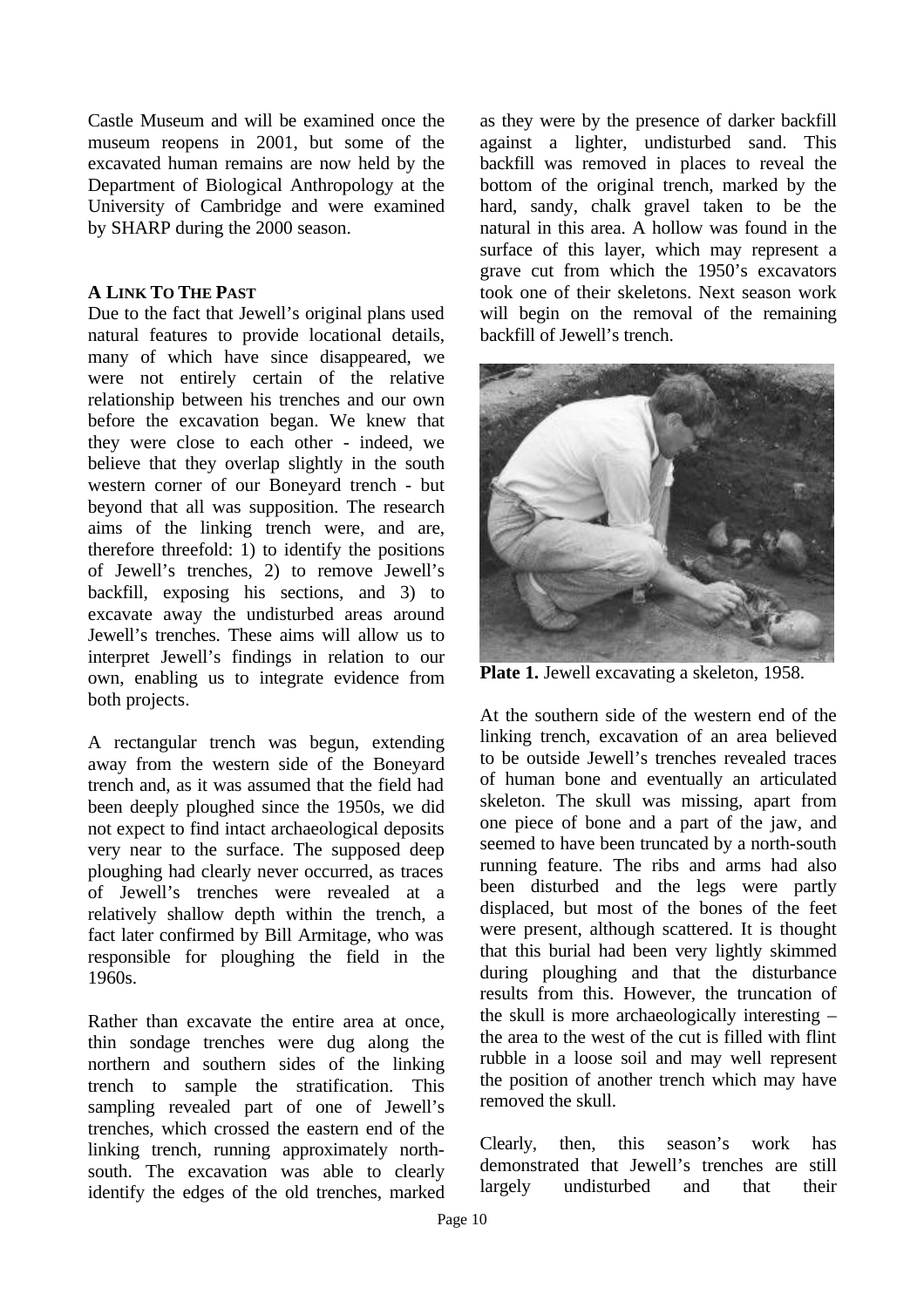Castle Museum and will be examined once the museum reopens in 2001, but some of the excavated human remains are now held by the Department of Biological Anthropology at the University of Cambridge and were examined by SHARP during the 2000 season.

**A LINK TO THE PAST**

Due to the fact that Jewell's original plans used natural features to provide locational details, many of which have since disappeared, we were not entirely certain of the relative relationship between his trenches and our own before the excavation began. We knew that they were close to each other - indeed, we believe that they overlap slightly in the south western corner of our Boneyard trench - but beyond that all was supposition. The research aims of the linking trench were, and are, therefore threefold: 1) to identify the positions of Jewell's trenches, 2) to remove Jewell's backfill, exposing his sections, and 3) to excavate away the undisturbed areas around Jewell's trenches. These aims will allow us to interpret Jewell's findings in relation to our own, enabling us to integrate evidence from both projects.

A rectangular trench was begun, extending away from the western side of the Boneyard trench and, as it was assumed that the field had been deeply ploughed since the 1950s, we did not expect to find intact archaeological deposits very near to the surface. The supposed deep ploughing had clearly never occurred, as traces of Jewell's trenches were revealed at a relatively shallow depth within the trench, a fact later confirmed by Bill Armitage, who was responsible for ploughing the field in the 1960s.

Rather than excavate the entire area at once, thin sondage trenches were dug along the northern and southern sides of the linking trench to sample the stratification. This sampling revealed part of one of Jewell's trenches, which crossed the eastern end of the linking trench, running approximately north-south. The excavation was able to clearly identify the edges of the old trenches, marked as they were by the presence of darker backfill against a lighter, undisturbed sand. This backfill was removed in places to reveal the bottom of the original trench, marked by the hard, sandy, chalk gravel taken to be the natural in this area. A hollow was found in the surface of this layer, which may represent a grave cut from which the 1950's excavators took one of their skeletons. Next season work will begin on the removal of the remaining backfill of Jewell's trench.

**Plate 1.** Jewell excavating a skeleton, 1958.

At the southern side of the western end of the linking trench, excavation of an area believed to be outside Jewell's trenches revealed traces of human bone and eventually an articulated skeleton. The skull was missing, apart from one piece of bone and a part of the jaw, and seemed to have been truncated by a north-south running feature. The ribs and arms had also been disturbed and the legs were partly displaced, but most of the bones of the feet were present, although scattered. It is thought that this burial had been very lightly skimmed during ploughing and that the disturbance results from this. However, the truncation of the skull is more archaeologically interesting – the area to the west of the cut is filled with flint rubble in a loose soil and may well represent the position of another trench which may have removed the skull.

Clearly, then, this season's work has demonstrated that Jewell's trenches are still largely undisturbed and that their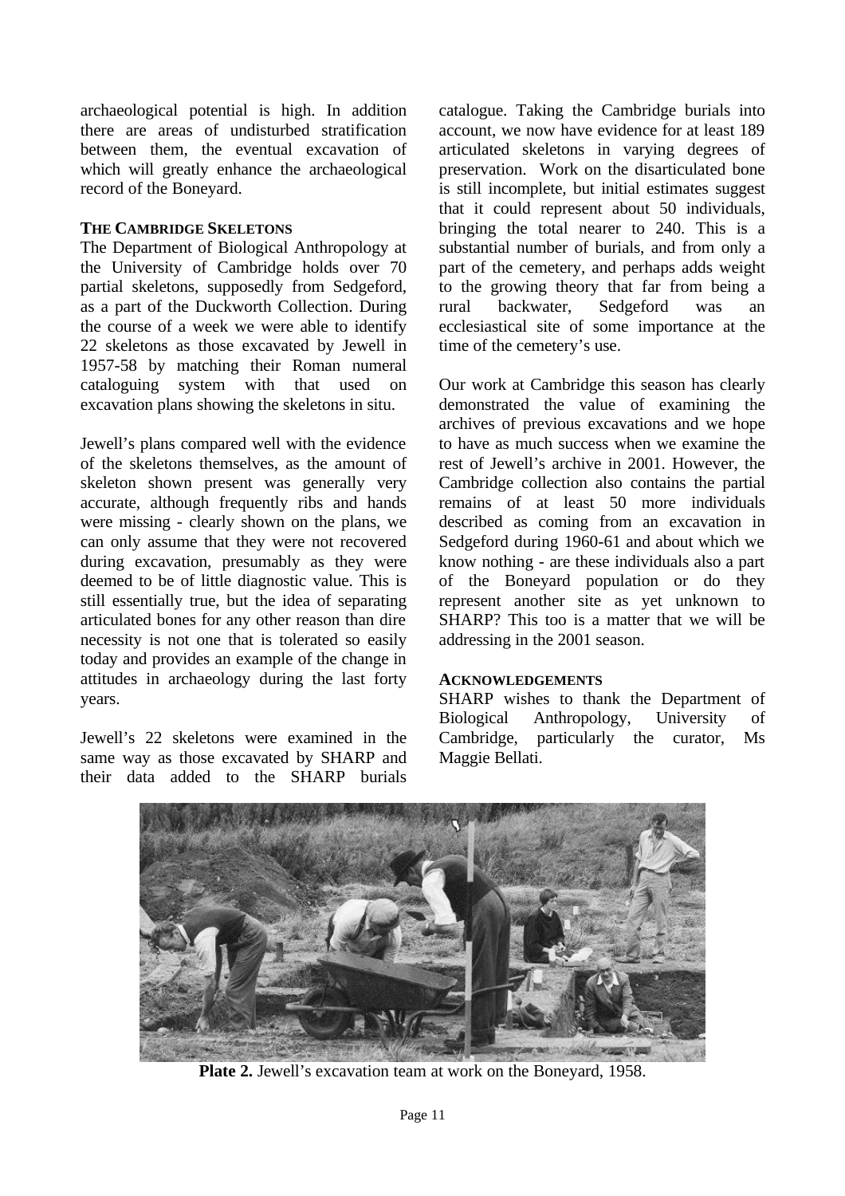archaeological potential is high. In addition there are areas of undisturbed stratification between them, the eventual excavation of which will greatly enhance the archaeological record of the Boneyard.

### THE CAMBRIDGE SKELETONS

The Department of Biological Anthropology at the University of Cambridge holds over 70 partial skeletons, supposedly from Sedgeford, as a part of the Duckworth Collection. During the course of a week we were able to identify 22 skeletons as those excavated by Jewell in 1957-58 by matching their Roman numeral cataloguing system with that used on excavation plans showing the skeletons in situ.

Jewell's plans compared well with the evidence of the skeletons themselves, as the amount of skeleton shown present was generally very accurate, although frequently ribs and hands were missing - clearly shown on the plans, we can only assume that they were not recovered during excavation, presumably as they were deemed to be of little diagnostic value. This is still essentially true, but the idea of separating articulated bones for any other reason than dire necessity is not one that is tolerated so easily today and provides an example of the change in attitudes in archaeology during the last forty years.

Jewell's 22 skeletons were examined in the same way as those excavated by SHARP and their data added to the SHARP burials catalogue. Taking the Cambridge burials into account, we now have evidence for at least 189 articulated skeletons in varying degrees of preservation. Work on the disarticulated bone is still incomplete, but initial estimates suggest that it could represent about 50 individuals, bringing the total nearer to 240. This is a substantial number of burials, and from only a part of the cemetery, and perhaps adds weight to the growing theory that far from being a rural backwater, Sedgeford was an ecclesiastical site of some importance at the time of the cemetery's use.

Our work at Cambridge this season has clearly demonstrated the value of examining the archives of previous excavations and we hope to have as much success when we examine the rest of Jewell's archive in 2001. However, the Cambridge collection also contains the partial remains of at least 50 more individuals described as coming from an excavation in Sedgeford during 1960-61 and about which we know nothing - are these individuals also a part of the Boneyard population or do they represent another site as yet unknown to SHARP? This too is a matter that we will be addressing in the 2001 season.

### ACKNOWLEDGEMENTS

SHARP wishes to thank the Department of Biological Anthropology, University of Cambridge, particularly the curator, Ms Maggie Bellati.

**Plate 2.** Jewell's excavation team at work on the Boneyard, 1958.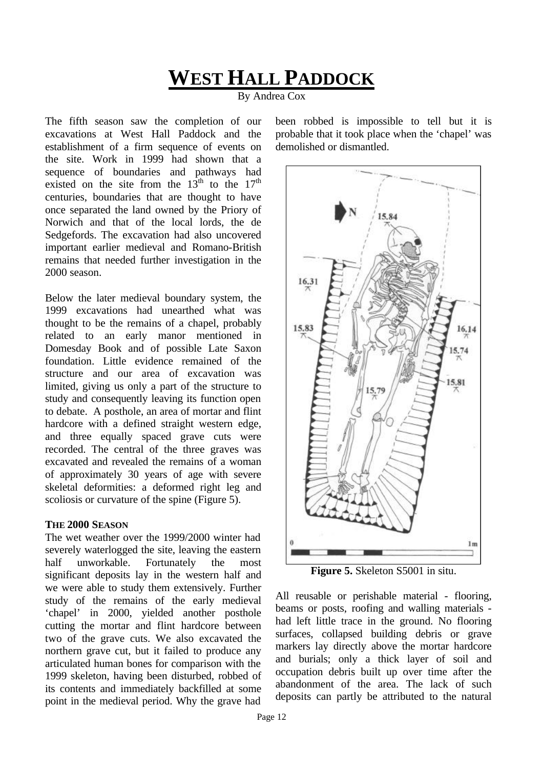# WEST HALL PADDOCK

By Andrea Cox

The fifth season saw the completion of our excavations at West Hall Paddock and the establishment of a firm sequence of events on the site. Work in 1999 had shown that a sequence of boundaries and pathways had existed on the site from the 13th to the 17th centuries, boundaries that are thought to have once separated the land owned by the Priory of Norwich and that of the local lords, the de Sedgefords. The excavation had also uncovered important earlier medieval and Romano-British remains that needed further investigation in the 2000 season.

Below the later medieval boundary system, the 1999 excavations had unearthed what was thought to be the remains of a chapel, probably related to an early manor mentioned in Domesday Book and of possible Late Saxon foundation. Little evidence remained of the structure and our area of excavation was limited, giving us only a part of the structure to study and consequently leaving its function open to debate. A posthole, an area of mortar and flint hardcore with a defined straight western edge, and three equally spaced grave cuts were recorded. The central of the three graves was excavated and revealed the remains of a woman of approximately 30 years of age with severe skeletal deformities: a deformed right leg and scoliosis or curvature of the spine (Figure 5).

### THE 2000 SEASON

The wet weather over the 1999/2000 winter had severely waterlogged the site, leaving the eastern half unworkable. Fortunately the most significant deposits lay in the western half and we were able to study them extensively. Further study of the remains of the early medieval 'chapel' in 2000, yielded another posthole cutting the mortar and flint hardcore between two of the grave cuts. We also excavated the northern grave cut, but it failed to produce any articulated human bones for comparison with the 1999 skeleton, having been disturbed, robbed of its contents and immediately backfilled at some point in the medieval period. Why the grave had been robbed is impossible to tell but it is probable that it took place when the 'chapel' was demolished or dismantled.

**Figure 5.** Skeleton S5001 in situ.

All reusable or perishable material - flooring, beams or posts, roofing and walling materials - had left little trace in the ground. No flooring surfaces, collapsed building debris or grave markers lay directly above the mortar hardcore and burials; only a thick layer of soil and occupation debris built up over time after the abandonment of the area. The lack of such deposits can partly be attributed to the natural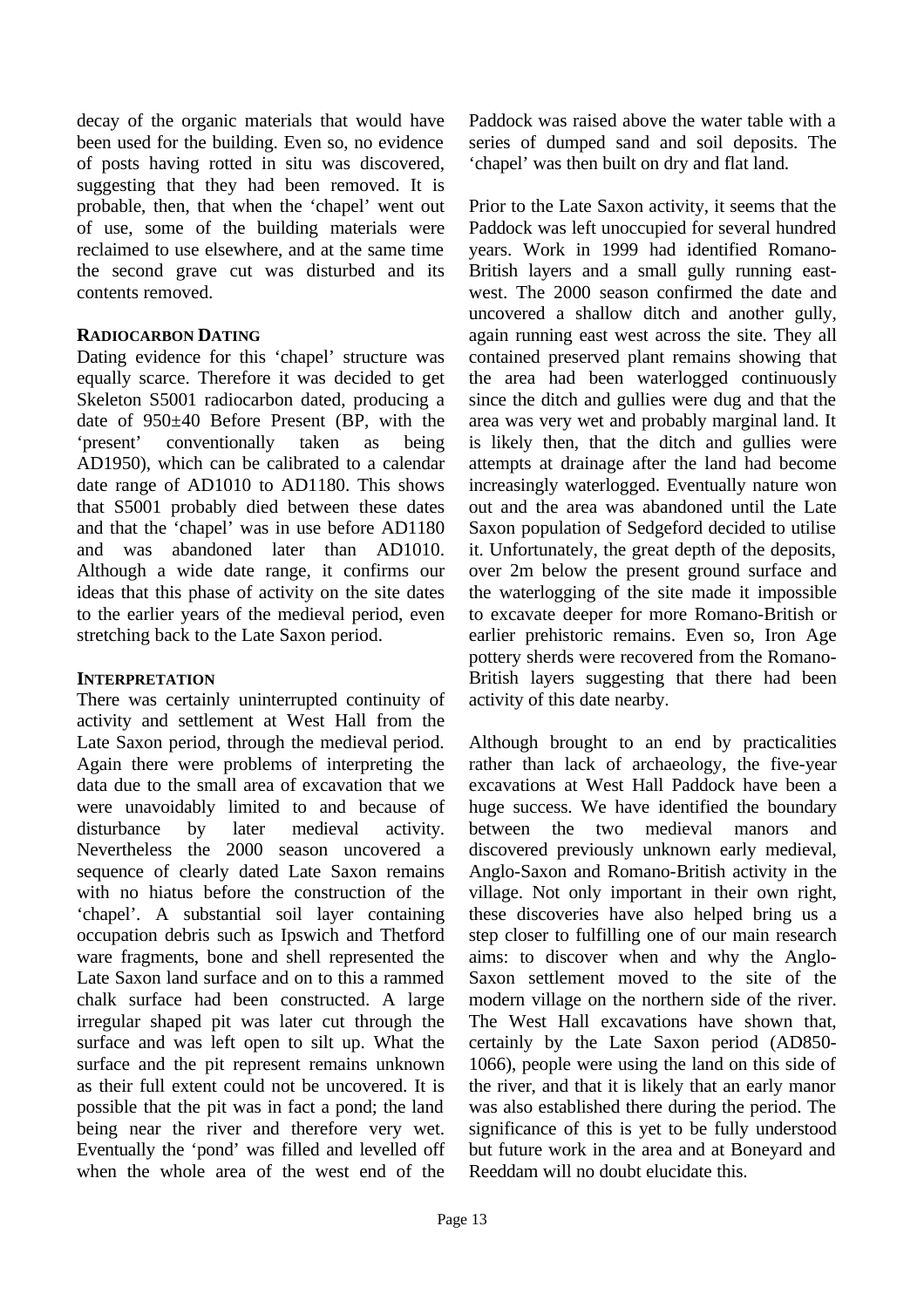decay of the organic materials that would have been used for the building. Even so, no evidence of posts having rotted in situ was discovered, suggesting that they had been removed. It is probable, then, that when the 'chapel' went out of use, some of the building materials were reclaimed to use elsewhere, and at the same time the second grave cut was disturbed and its contents removed.

### RADIOCARBON DATING

Dating evidence for this 'chapel' structure was equally scarce. Therefore it was decided to get Skeleton S5001 radiocarbon dated, producing a date of 950±40 Before Present (BP, with the 'present' conventionally taken as being AD1950), which can be calibrated to a calendar date range of AD1010 to AD1180. This shows that S5001 probably died between these dates and that the 'chapel' was in use before AD1180 and was abandoned later than AD1010. Although a wide date range, it confirms our ideas that this phase of activity on the site dates to the earlier years of the medieval period, even stretching back to the Late Saxon period.

### INTERPRETATION

There was certainly uninterrupted continuity of activity and settlement at West Hall from the Late Saxon period, through the medieval period. Again there were problems of interpreting the data due to the small area of excavation that we were unavoidably limited to and because of disturbance by later medieval activity. Nevertheless the 2000 season uncovered a sequence of clearly dated Late Saxon remains with no hiatus before the construction of the 'chapel'. A substantial soil layer containing occupation debris such as Ipswich and Thetford ware fragments, bone and shell represented the Late Saxon land surface and on to this a rammed chalk surface had been constructed. A large irregular shaped pit was later cut through the surface and was left open to silt up. What the surface and the pit represent remains unknown as their full extent could not be uncovered. It is possible that the pit was in fact a pond; the land being near the river and therefore very wet. Eventually the 'pond' was filled and levelled off when the whole area of the west end of the Paddock was raised above the water table with a series of dumped sand and soil deposits. The 'chapel' was then built on dry and flat land.

Prior to the Late Saxon activity, it seems that the Paddock was left unoccupied for several hundred years. Work in 1999 had identified Romano-British layers and a small gully running east-west. The 2000 season confirmed the date and uncovered a shallow ditch and another gully, again running east west across the site. They all contained preserved plant remains showing that the area had been waterlogged continuously since the ditch and gullies were dug and that the area was very wet and probably marginal land. It is likely then, that the ditch and gullies were attempts at drainage after the land had become increasingly waterlogged. Eventually nature won out and the area was abandoned until the Late Saxon population of Sedgeford decided to utilise it. Unfortunately, the great depth of the deposits, over 2m below the present ground surface and the waterlogging of the site made it impossible to excavate deeper for more Romano-British or earlier prehistoric remains. Even so, Iron Age pottery sherds were recovered from the Romano-British layers suggesting that there had been activity of this date nearby.

Although brought to an end by practicalities rather than lack of archaeology, the five-year excavations at West Hall Paddock have been a huge success. We have identified the boundary between the two medieval manors and discovered previously unknown early medieval, Anglo-Saxon and Romano-British activity in the village. Not only important in their own right, these discoveries have also helped bring us a step closer to fulfilling one of our main research aims: to discover when and why the Anglo-Saxon settlement moved to the site of the modern village on the northern side of the river. The West Hall excavations have shown that, certainly by the Late Saxon period (AD850-1066), people were using the land on this side of the river, and that it is likely that an early manor was also established there during the period. The significance of this is yet to be fully understood but future work in the area and at Boneyard and Reeddam will no doubt elucidate this.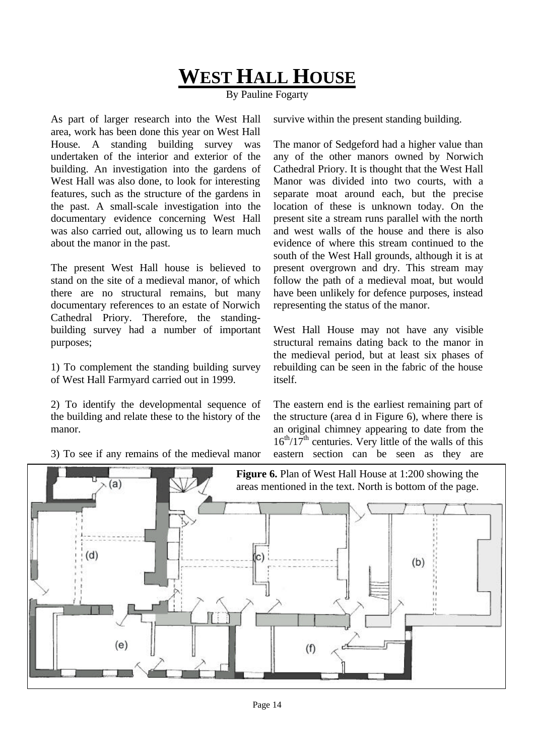# WEST HALL HOUSE

By Pauline Fogarty

As part of larger research into the West Hall area, work has been done this year on West Hall House. A standing building survey was undertaken of the interior and exterior of the building. An investigation into the gardens of West Hall was also done, to look for interesting features, such as the structure of the gardens in the past. A small-scale investigation into the documentary evidence concerning West Hall was also carried out, allowing us to learn much about the manor in the past.

The present West Hall house is believed to stand on the site of a medieval manor, of which there are no structural remains, but many documentary references to an estate of Norwich Cathedral Priory. Therefore, the standing-building survey had a number of important purposes;

1) To complement the standing building survey of West Hall Farmyard carried out in 1999.

2) To identify the developmental sequence of the building and relate these to the history of the manor.

3) To see if any remains of the medieval manor survive within the present standing building.

The manor of Sedgeford had a higher value than any of the other manors owned by Norwich Cathedral Priory. It is thought that the West Hall Manor was divided into two courts, with a separate moat around each, but the precise location of these is unknown today. On the present site a stream runs parallel with the north and west walls of the house and there is also evidence of where this stream continued to the south of the West Hall grounds, although it is at present overgrown and dry. This stream may follow the path of a medieval moat, but would have been unlikely for defence purposes, instead representing the status of the manor.

West Hall House may not have any visible structural remains dating back to the manor in the medieval period, but at least six phases of rebuilding can be seen in the fabric of the house itself.

The eastern end is the earliest remaining part of the structure (area d in Figure 6), where there is an original chimney appearing to date from the 16th/17th centuries. Very little of the walls of this eastern section can be seen as they are

**Figure 6.** Plan of West Hall House at 1:200 showing the areas mentioned in the text. North is bottom of the page.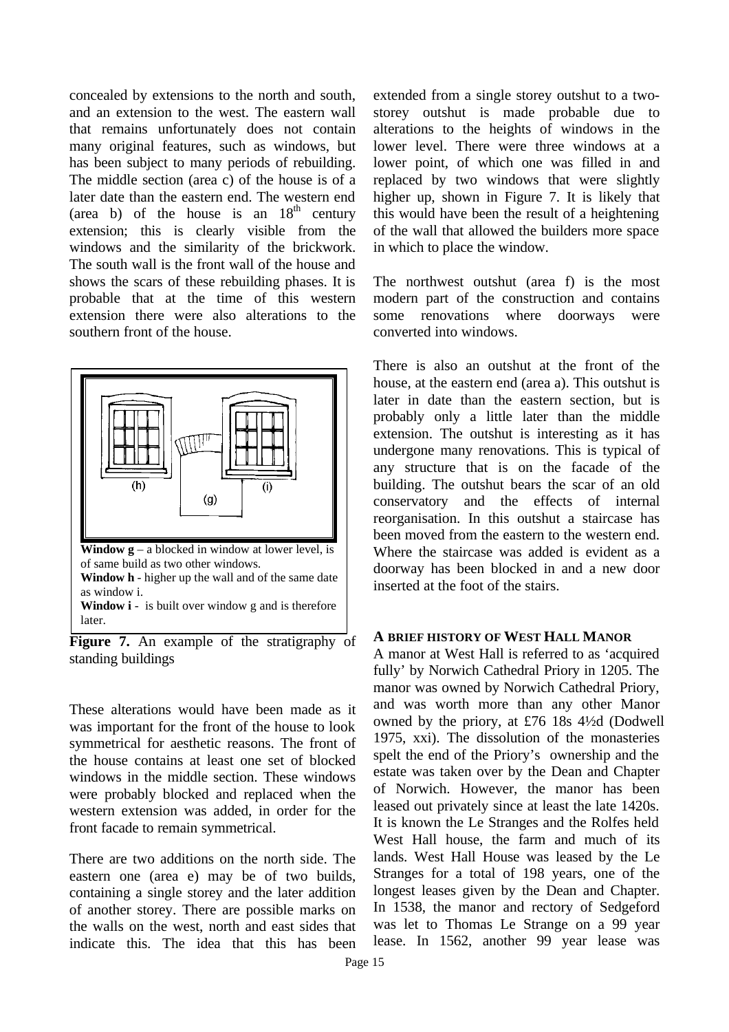concealed by extensions to the north and south, and an extension to the west. The eastern wall that remains unfortunately does not contain many original features, such as windows, but has been subject to many periods of rebuilding. The middle section (area c) of the house is of a later date than the eastern end. The western end (area b) of the house is an 18th century extension; this is clearly visible from the windows and the similarity of the brickwork. The south wall is the front wall of the house and shows the scars of these rebuilding phases. It is probable that at the time of this western extension there were also alterations to the southern front of the house.

**Window g** – a blocked in window at lower level, is of same build as two other windows.
**Window h** - higher up the wall and of the same date as window i.
**Window i** - is built over window g and is therefore later.

**Figure 7.** An example of the stratigraphy of standing buildings

These alterations would have been made as it was important for the front of the house to look symmetrical for aesthetic reasons. The front of the house contains at least one set of blocked windows in the middle section. These windows were probably blocked and replaced when the western extension was added, in order for the front facade to remain symmetrical.

There are two additions on the north side. The eastern one (area e) may be of two builds, containing a single storey and the later addition of another storey. There are possible marks on the walls on the west, north and east sides that indicate this. The idea that this has been extended from a single storey outshut to a two-storey outshut is made probable due to alterations to the heights of windows in the lower level. There were three windows at a lower point, of which one was filled in and replaced by two windows that were slightly higher up, shown in Figure 7. It is likely that this would have been the result of a heightening of the wall that allowed the builders more space in which to place the window.

The northwest outshut (area f) is the most modern part of the construction and contains some renovations where doorways were converted into windows.

There is also an outshut at the front of the house, at the eastern end (area a). This outshut is later in date than the eastern section, but is probably only a little later than the middle extension. The outshut is interesting as it has undergone many renovations. This is typical of any structure that is on the facade of the building. The outshut bears the scar of an old conservatory and the effects of internal reorganisation. In this outshut a staircase has been moved from the eastern to the western end. Where the staircase was added is evident as a doorway has been blocked in and a new door inserted at the foot of the stairs.

## A BRIEF HISTORY OF WEST HALL MANOR

A manor at West Hall is referred to as 'acquired fully' by Norwich Cathedral Priory in 1205. The manor was owned by Norwich Cathedral Priory, and was worth more than any other Manor owned by the priory, at £76 18s 4½d (Dodwell 1975, xxi). The dissolution of the monasteries spelt the end of the Priory's ownership and the estate was taken over by the Dean and Chapter of Norwich. However, the manor has been leased out privately since at least the late 1420s. It is known the Le Stranges and the Rolfes held West Hall house, the farm and much of its lands. West Hall House was leased by the Le Stranges for a total of 198 years, one of the longest leases given by the Dean and Chapter. In 1538, the manor and rectory of Sedgeford was let to Thomas Le Strange on a 99 year lease. In 1562, another 99 year lease was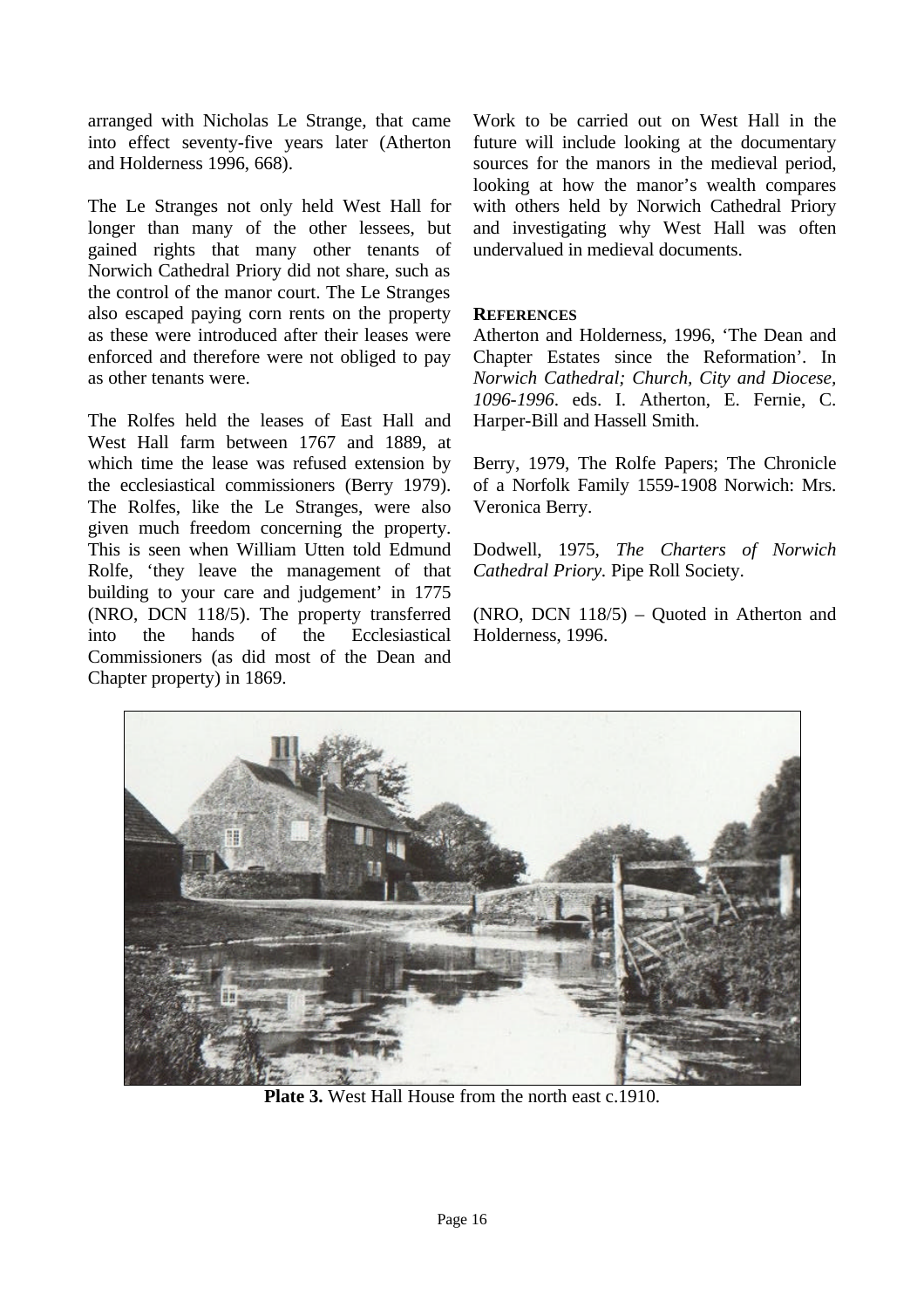arranged with Nicholas Le Strange, that came into effect seventy-five years later (Atherton and Holderness 1996, 668).

The Le Stranges not only held West Hall for longer than many of the other lessees, but gained rights that many other tenants of Norwich Cathedral Priory did not share, such as the control of the manor court. The Le Stranges also escaped paying corn rents on the property as these were introduced after their leases were enforced and therefore were not obliged to pay as other tenants were.

The Rolfes held the leases of East Hall and West Hall farm between 1767 and 1889, at which time the lease was refused extension by the ecclesiastical commissioners (Berry 1979). The Rolfes, like the Le Stranges, were also given much freedom concerning the property. This is seen when William Utten told Edmund Rolfe, 'they leave the management of that building to your care and judgement' in 1775 (NRO, DCN 118/5). The property transferred into the hands of the Ecclesiastical Commissioners (as did most of the Dean and Chapter property) in 1869.

Work to be carried out on West Hall in the future will include looking at the documentary sources for the manors in the medieval period, looking at how the manor's wealth compares with others held by Norwich Cathedral Priory and investigating why West Hall was often undervalued in medieval documents.

## REFERENCES

Atherton and Holderness, 1996, 'The Dean and Chapter Estates since the Reformation'. In *Norwich Cathedral; Church, City and Diocese, 1096-1996*. eds. I. Atherton, E. Fernie, C. Harper-Bill and Hassell Smith.

Berry, 1979, The Rolfe Papers; The Chronicle of a Norfolk Family 1559-1908 Norwich: Mrs. Veronica Berry.

Dodwell, 1975, *The Charters of Norwich Cathedral Priory.* Pipe Roll Society.

(NRO, DCN 118/5) – Quoted in Atherton and Holderness, 1996.

**Plate 3.** West Hall House from the north east c.1910.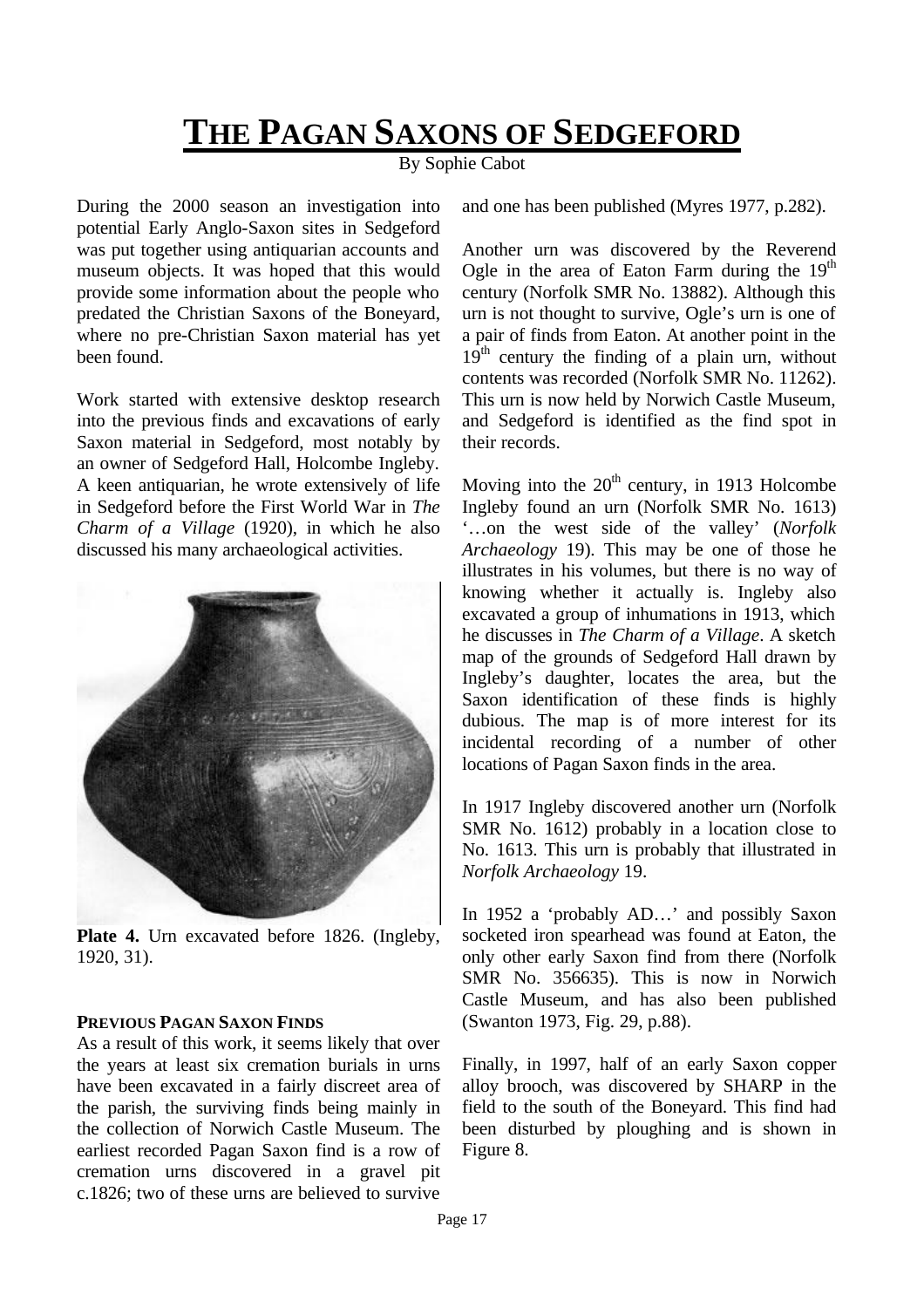# THE PAGAN SAXONS OF SEDGEFORD

By Sophie Cabot

During the 2000 season an investigation into potential Early Anglo-Saxon sites in Sedgeford was put together using antiquarian accounts and museum objects. It was hoped that this would provide some information about the people who predated the Christian Saxons of the Boneyard, where no pre-Christian Saxon material has yet been found.

Work started with extensive desktop research into the previous finds and excavations of early Saxon material in Sedgeford, most notably by an owner of Sedgeford Hall, Holcombe Ingleby. A keen antiquarian, he wrote extensively of life in Sedgeford before the First World War in *The Charm of a Village* (1920), in which he also discussed his many archaeological activities.

**Plate 4.** Urn excavated before 1826. (Ingleby, 1920, 31).

#### PREVIOUS PAGAN SAXON FINDS

As a result of this work, it seems likely that over the years at least six cremation burials in urns have been excavated in a fairly discreet area of the parish, the surviving finds being mainly in the collection of Norwich Castle Museum. The earliest recorded Pagan Saxon find is a row of cremation urns discovered in a gravel pit c.1826; two of these urns are believed to survive and one has been published (Myres 1977, p.282).

Another urn was discovered by the Reverend Ogle in the area of Eaton Farm during the 19th century (Norfolk SMR No. 13882). Although this urn is not thought to survive, Ogle's urn is one of a pair of finds from Eaton. At another point in the 19th century the finding of a plain urn, without contents was recorded (Norfolk SMR No. 11262). This urn is now held by Norwich Castle Museum, and Sedgeford is identified as the find spot in their records.

Moving into the 20th century, in 1913 Holcombe Ingleby found an urn (Norfolk SMR No. 1613) '…on the west side of the valley' (*Norfolk Archaeology* 19). This may be one of those he illustrates in his volumes, but there is no way of knowing whether it actually is. Ingleby also excavated a group of inhumations in 1913, which he discusses in *The Charm of a Village*. A sketch map of the grounds of Sedgeford Hall drawn by Ingleby's daughter, locates the area, but the Saxon identification of these finds is highly dubious. The map is of more interest for its incidental recording of a number of other locations of Pagan Saxon finds in the area.

In 1917 Ingleby discovered another urn (Norfolk SMR No. 1612) probably in a location close to No. 1613. This urn is probably that illustrated in *Norfolk Archaeology* 19.

In 1952 a 'probably AD…' and possibly Saxon socketed iron spearhead was found at Eaton, the only other early Saxon find from there (Norfolk SMR No. 356635). This is now in Norwich Castle Museum, and has also been published (Swanton 1973, Fig. 29, p.88).

Finally, in 1997, half of an early Saxon copper alloy brooch, was discovered by SHARP in the field to the south of the Boneyard. This find had been disturbed by ploughing and is shown in Figure 8.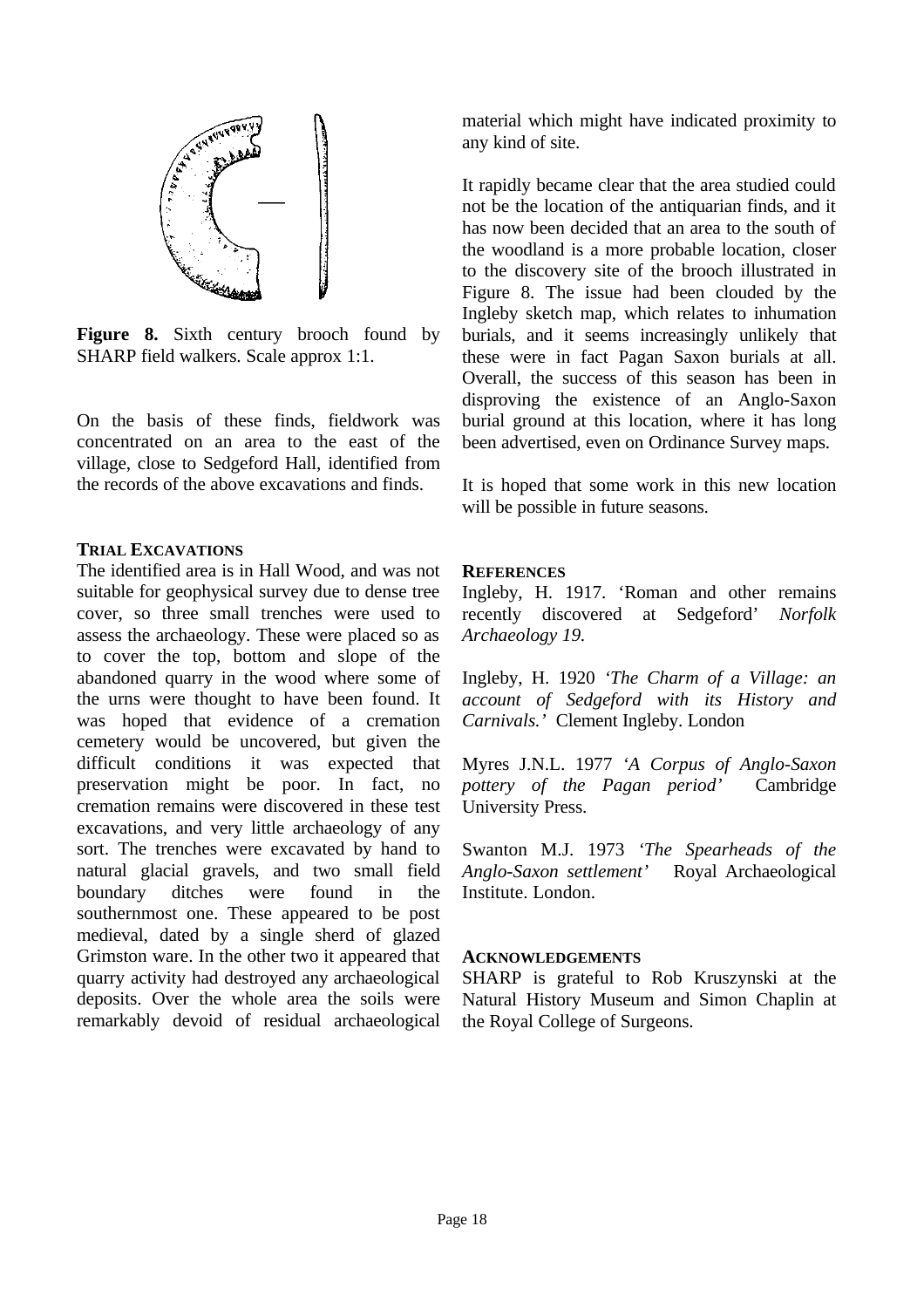**Figure 8.** Sixth century brooch found by SHARP field walkers. Scale approx 1:1.

On the basis of these finds, fieldwork was concentrated on an area to the east of the village, close to Sedgeford Hall, identified from the records of the above excavations and finds.

**TRIAL EXCAVATIONS**

The identified area is in Hall Wood, and was not suitable for geophysical survey due to dense tree cover, so three small trenches were used to assess the archaeology. These were placed so as to cover the top, bottom and slope of the abandoned quarry in the wood where some of the urns were thought to have been found. It was hoped that evidence of a cremation cemetery would be uncovered, but given the difficult conditions it was expected that preservation might be poor. In fact, no cremation remains were discovered in these test excavations, and very little archaeology of any sort. The trenches were excavated by hand to natural glacial gravels, and two small field boundary ditches were found in the southernmost one. These appeared to be post medieval, dated by a single sherd of glazed Grimston ware. In the other two it appeared that quarry activity had destroyed any archaeological deposits. Over the whole area the soils were remarkably devoid of residual archaeological material which might have indicated proximity to any kind of site.

It rapidly became clear that the area studied could not be the location of the antiquarian finds, and it has now been decided that an area to the south of the woodland is a more probable location, closer to the discovery site of the brooch illustrated in Figure 8. The issue had been clouded by the Ingleby sketch map, which relates to inhumation burials, and it seems increasingly unlikely that these were in fact Pagan Saxon burials at all. Overall, the success of this season has been in disproving the existence of an Anglo-Saxon burial ground at this location, where it has long been advertised, even on Ordinance Survey maps.

It is hoped that some work in this new location will be possible in future seasons.

**REFERENCES**

Ingleby, H. 1917. 'Roman and other remains recently discovered at Sedgeford' *Norfolk Archaeology 19.*

Ingleby, H. 1920 *'The Charm of a Village: an account of Sedgeford with its History and Carnivals.'* Clement Ingleby. London

Myres J.N.L. 1977 *'A Corpus of Anglo-Saxon pottery of the Pagan period'* Cambridge University Press.

Swanton M.J. 1973 *'The Spearheads of the Anglo-Saxon settlement'* Royal Archaeological Institute. London.

**ACKNOWLEDGEMENTS**

SHARP is grateful to Rob Kruszynski at the Natural History Museum and Simon Chaplin at the Royal College of Surgeons.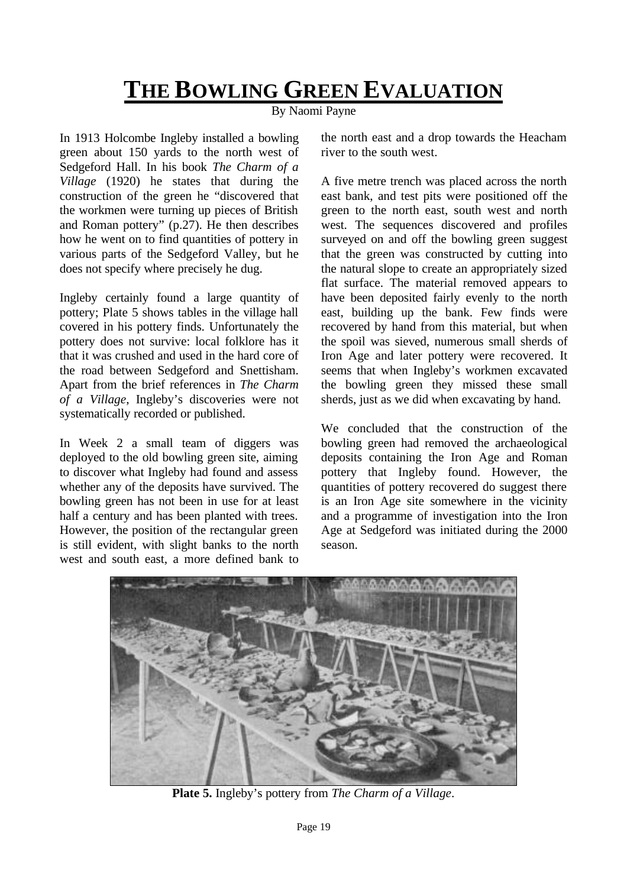# THE BOWLING GREEN EVALUATION

By Naomi Payne

In 1913 Holcombe Ingleby installed a bowling green about 150 yards to the north west of Sedgeford Hall. In his book *The Charm of a Village* (1920) he states that during the construction of the green he "discovered that the workmen were turning up pieces of British and Roman pottery" (p.27). He then describes how he went on to find quantities of pottery in various parts of the Sedgeford Valley, but he does not specify where precisely he dug.

Ingleby certainly found a large quantity of pottery; Plate 5 shows tables in the village hall covered in his pottery finds. Unfortunately the pottery does not survive: local folklore has it that it was crushed and used in the hard core of the road between Sedgeford and Snettisham. Apart from the brief references in *The Charm of a Village*, Ingleby's discoveries were not systematically recorded or published.

In Week 2 a small team of diggers was deployed to the old bowling green site, aiming to discover what Ingleby had found and assess whether any of the deposits have survived. The bowling green has not been in use for at least half a century and has been planted with trees. However, the position of the rectangular green is still evident, with slight banks to the north west and south east, a more defined bank to the north east and a drop towards the Heacham river to the south west.

A five metre trench was placed across the north east bank, and test pits were positioned off the green to the north east, south west and north west. The sequences discovered and profiles surveyed on and off the bowling green suggest that the green was constructed by cutting into the natural slope to create an appropriately sized flat surface. The material removed appears to have been deposited fairly evenly to the north east, building up the bank. Few finds were recovered by hand from this material, but when the spoil was sieved, numerous small sherds of Iron Age and later pottery were recovered. It seems that when Ingleby's workmen excavated the bowling green they missed these small sherds, just as we did when excavating by hand.

We concluded that the construction of the bowling green had removed the archaeological deposits containing the Iron Age and Roman pottery that Ingleby found. However, the quantities of pottery recovered do suggest there is an Iron Age site somewhere in the vicinity and a programme of investigation into the Iron Age at Sedgeford was initiated during the 2000 season.

**Plate 5.** Ingleby's pottery from *The Charm of a Village*.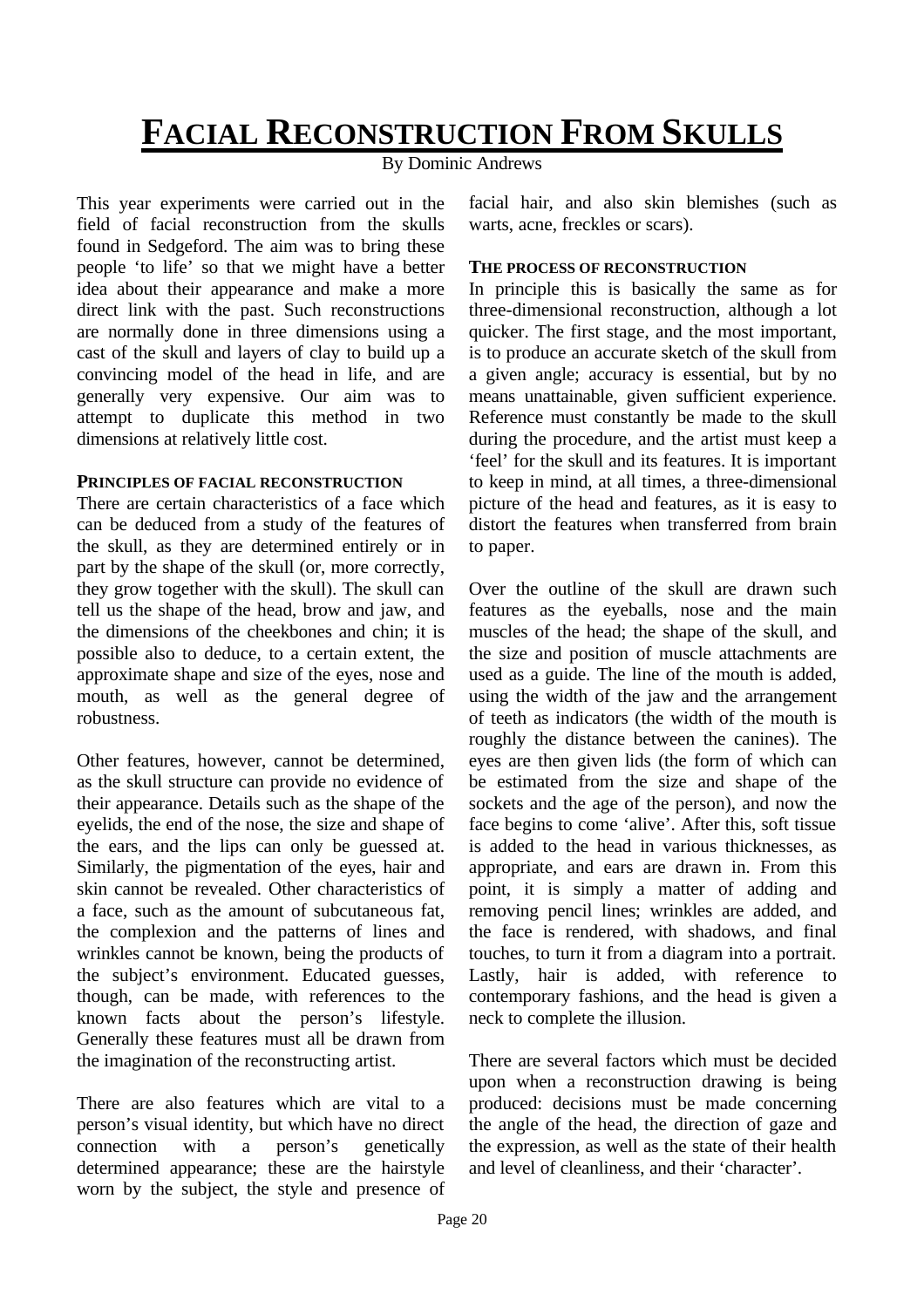# FACIAL RECONSTRUCTION FROM SKULLS

By Dominic Andrews

This year experiments were carried out in the field of facial reconstruction from the skulls found in Sedgeford. The aim was to bring these people 'to life' so that we might have a better idea about their appearance and make a more direct link with the past. Such reconstructions are normally done in three dimensions using a cast of the skull and layers of clay to build up a convincing model of the head in life, and are generally very expensive. Our aim was to attempt to duplicate this method in two dimensions at relatively little cost.

### PRINCIPLES OF FACIAL RECONSTRUCTION

There are certain characteristics of a face which can be deduced from a study of the features of the skull, as they are determined entirely or in part by the shape of the skull (or, more correctly, they grow together with the skull). The skull can tell us the shape of the head, brow and jaw, and the dimensions of the cheekbones and chin; it is possible also to deduce, to a certain extent, the approximate shape and size of the eyes, nose and mouth, as well as the general degree of robustness.

Other features, however, cannot be determined, as the skull structure can provide no evidence of their appearance. Details such as the shape of the eyelids, the end of the nose, the size and shape of the ears, and the lips can only be guessed at. Similarly, the pigmentation of the eyes, hair and skin cannot be revealed. Other characteristics of a face, such as the amount of subcutaneous fat, the complexion and the patterns of lines and wrinkles cannot be known, being the products of the subject's environment. Educated guesses, though, can be made, with references to the known facts about the person's lifestyle. Generally these features must all be drawn from the imagination of the reconstructing artist.

There are also features which are vital to a person's visual identity, but which have no direct connection with a person's genetically determined appearance; these are the hairstyle worn by the subject, the style and presence of facial hair, and also skin blemishes (such as warts, acne, freckles or scars).

### THE PROCESS OF RECONSTRUCTION

In principle this is basically the same as for three-dimensional reconstruction, although a lot quicker. The first stage, and the most important, is to produce an accurate sketch of the skull from a given angle; accuracy is essential, but by no means unattainable, given sufficient experience. Reference must constantly be made to the skull during the procedure, and the artist must keep a 'feel' for the skull and its features. It is important to keep in mind, at all times, a three-dimensional picture of the head and features, as it is easy to distort the features when transferred from brain to paper.

Over the outline of the skull are drawn such features as the eyeballs, nose and the main muscles of the head; the shape of the skull, and the size and position of muscle attachments are used as a guide. The line of the mouth is added, using the width of the jaw and the arrangement of teeth as indicators (the width of the mouth is roughly the distance between the canines). The eyes are then given lids (the form of which can be estimated from the size and shape of the sockets and the age of the person), and now the face begins to come 'alive'. After this, soft tissue is added to the head in various thicknesses, as appropriate, and ears are drawn in. From this point, it is simply a matter of adding and removing pencil lines; wrinkles are added, and the face is rendered, with shadows, and final touches, to turn it from a diagram into a portrait. Lastly, hair is added, with reference to contemporary fashions, and the head is given a neck to complete the illusion.

There are several factors which must be decided upon when a reconstruction drawing is being produced: decisions must be made concerning the angle of the head, the direction of gaze and the expression, as well as the state of their health and level of cleanliness, and their 'character'.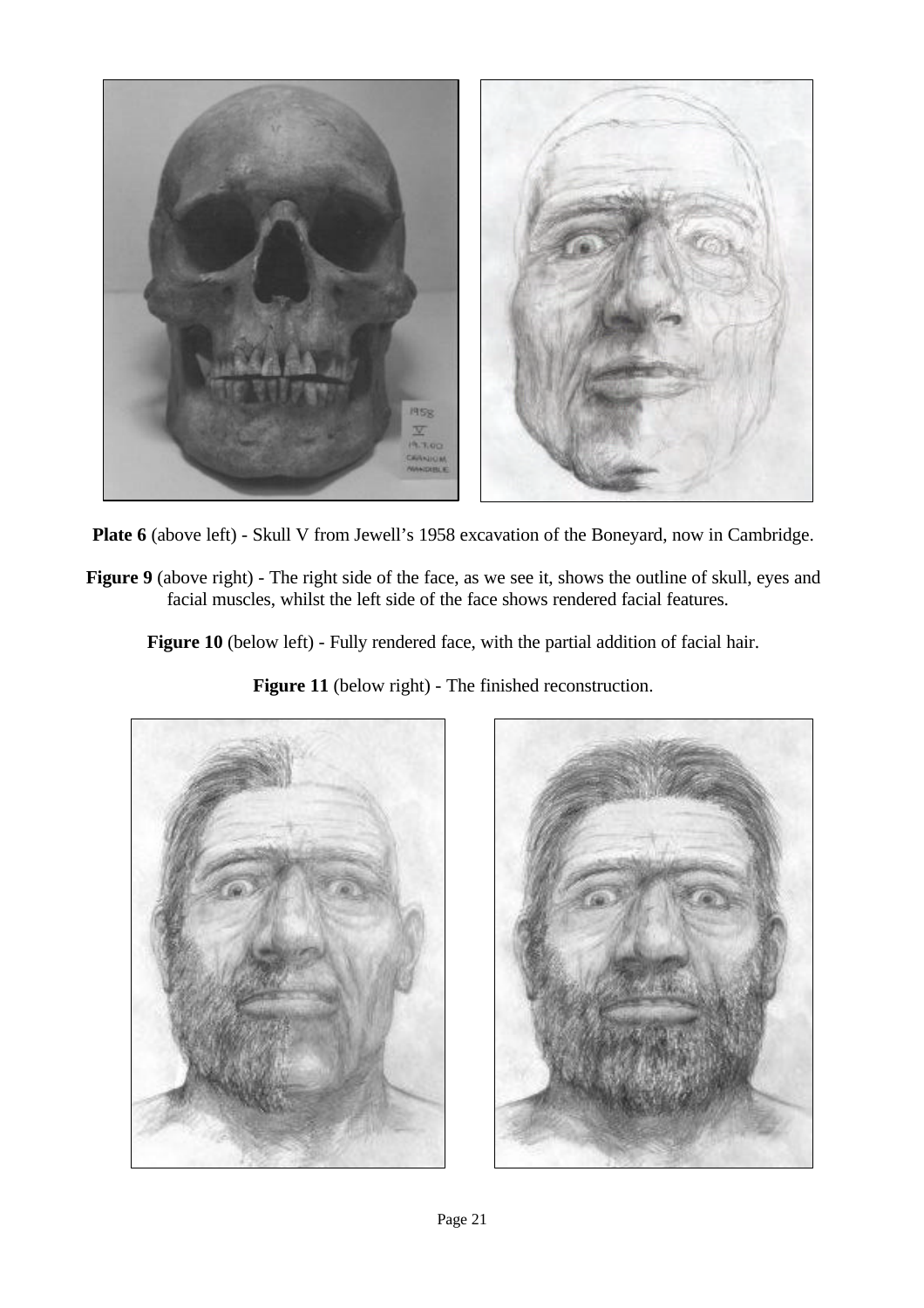**Plate 6** (above left) - Skull V from Jewell's 1958 excavation of the Boneyard, now in Cambridge.

**Figure 9** (above right) - The right side of the face, as we see it, shows the outline of skull, eyes and facial muscles, whilst the left side of the face shows rendered facial features.

**Figure 10** (below left) - Fully rendered face, with the partial addition of facial hair.

**Figure 11** (below right) - The finished reconstruction.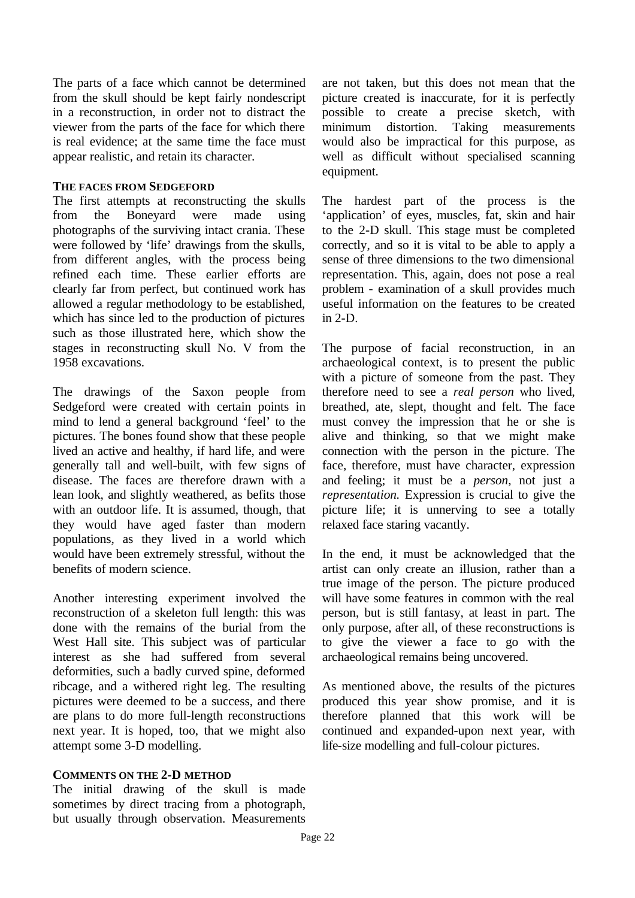The parts of a face which cannot be determined from the skull should be kept fairly nondescript in a reconstruction, in order not to distract the viewer from the parts of the face for which there is real evidence; at the same time the face must appear realistic, and retain its character.

### THE FACES FROM SEDGEFORD

The first attempts at reconstructing the skulls from the Boneyard were made using photographs of the surviving intact crania. These were followed by 'life' drawings from the skulls, from different angles, with the process being refined each time. These earlier efforts are clearly far from perfect, but continued work has allowed a regular methodology to be established, which has since led to the production of pictures such as those illustrated here, which show the stages in reconstructing skull No. V from the 1958 excavations.

The drawings of the Saxon people from Sedgeford were created with certain points in mind to lend a general background 'feel' to the pictures. The bones found show that these people lived an active and healthy, if hard life, and were generally tall and well-built, with few signs of disease. The faces are therefore drawn with a lean look, and slightly weathered, as befits those with an outdoor life. It is assumed, though, that they would have aged faster than modern populations, as they lived in a world which would have been extremely stressful, without the benefits of modern science.

Another interesting experiment involved the reconstruction of a skeleton full length: this was done with the remains of the burial from the West Hall site. This subject was of particular interest as she had suffered from several deformities, such a badly curved spine, deformed ribcage, and a withered right leg. The resulting pictures were deemed to be a success, and there are plans to do more full-length reconstructions next year. It is hoped, too, that we might also attempt some 3-D modelling.

### COMMENTS ON THE 2-D METHOD

The initial drawing of the skull is made sometimes by direct tracing from a photograph, but usually through observation. Measurements are not taken, but this does not mean that the picture created is inaccurate, for it is perfectly possible to create a precise sketch, with minimum distortion. Taking measurements would also be impractical for this purpose, as well as difficult without specialised scanning equipment.

The hardest part of the process is the 'application' of eyes, muscles, fat, skin and hair to the 2-D skull. This stage must be completed correctly, and so it is vital to be able to apply a sense of three dimensions to the two dimensional representation. This, again, does not pose a real problem - examination of a skull provides much useful information on the features to be created in 2-D.

The purpose of facial reconstruction, in an archaeological context, is to present the public with a picture of someone from the past. They therefore need to see a *real person* who lived, breathed, ate, slept, thought and felt. The face must convey the impression that he or she is alive and thinking, so that we might make connection with the person in the picture. The face, therefore, must have character, expression and feeling; it must be a *person*, not just a *representation.* Expression is crucial to give the picture life; it is unnerving to see a totally relaxed face staring vacantly.

In the end, it must be acknowledged that the artist can only create an illusion, rather than a true image of the person. The picture produced will have some features in common with the real person, but is still fantasy, at least in part. The only purpose, after all, of these reconstructions is to give the viewer a face to go with the archaeological remains being uncovered.

As mentioned above, the results of the pictures produced this year show promise, and it is therefore planned that this work will be continued and expanded-upon next year, with life-size modelling and full-colour pictures.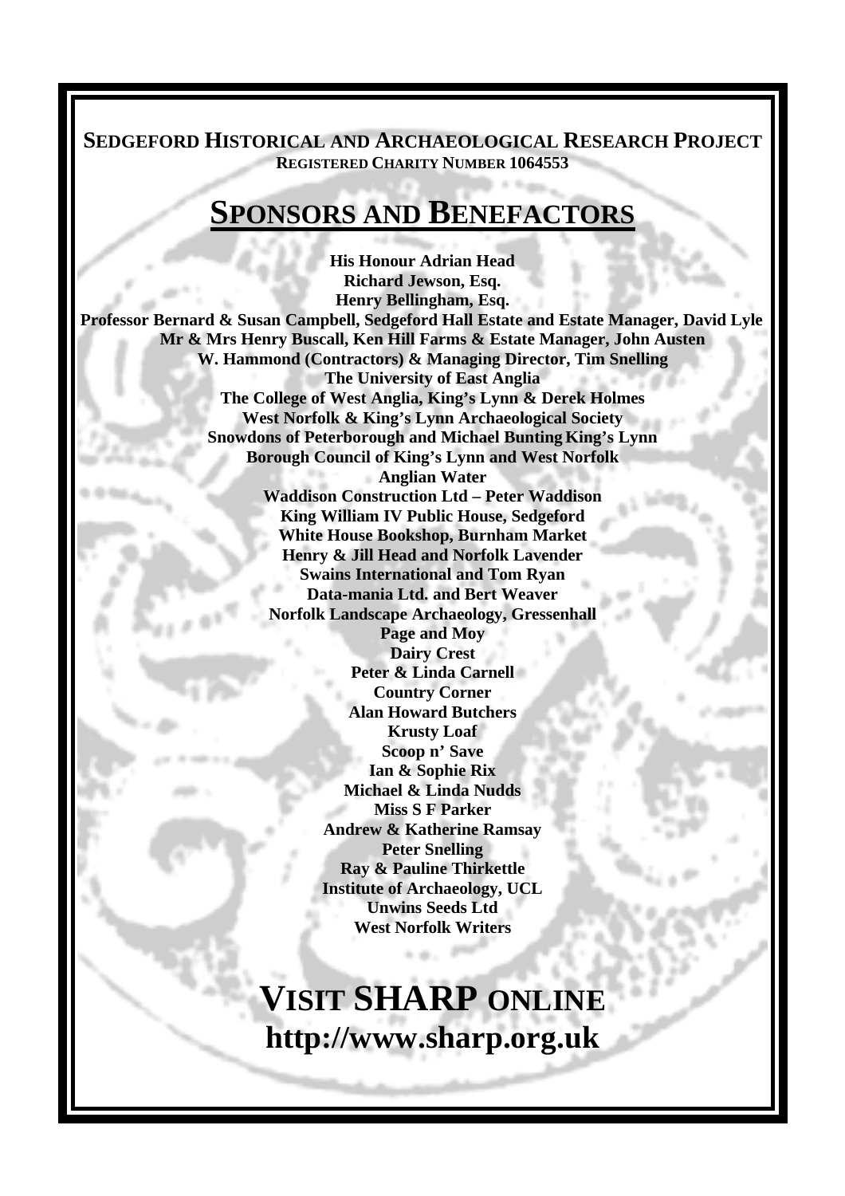**SEDGEFORD HISTORICAL AND ARCHAEOLOGICAL RESEARCH PROJECT**

**REGISTERED CHARITY NUMBER 1064553**

# SPONSORS AND BENEFACTORS

**His Honour Adrian Head**
**Richard Jewson, Esq.**
**Henry Bellingham, Esq.**
**Professor Bernard & Susan Campbell, Sedgeford Hall Estate and Estate Manager, David Lyle**
**Mr & Mrs Henry Buscall, Ken Hill Farms & Estate Manager, John Austen**
**W. Hammond (Contractors) & Managing Director, Tim Snelling**
**The University of East Anglia**
**The College of West Anglia, King's Lynn & Derek Holmes**
**West Norfolk & King's Lynn Archaeological Society**
**Snowdons of Peterborough and Michael Bunting King's Lynn**
**Borough Council of King's Lynn and West Norfolk**
**Anglian Water**
**Waddison Construction Ltd – Peter Waddison**
**King William IV Public House, Sedgeford**
**White House Bookshop, Burnham Market**
**Henry & Jill Head and Norfolk Lavender**
**Swains International and Tom Ryan**
**Data-mania Ltd. and Bert Weaver**
**Norfolk Landscape Archaeology, Gressenhall**
**Page and Moy**
**Dairy Crest**
**Peter & Linda Carnell**
**Country Corner**
**Alan Howard Butchers**
**Krusty Loaf**
**Scoop n' Save**
**Ian & Sophie Rix**
**Michael & Linda Nudds**
**Miss S F Parker**
**Andrew & Katherine Ramsay**
**Peter Snelling**
**Ray & Pauline Thirkettle**
**Institute of Archaeology, UCL**
**Unwins Seeds Ltd**
**West Norfolk Writers**

## VISIT SHARP ONLINE

## http://www.sharp.org.uk